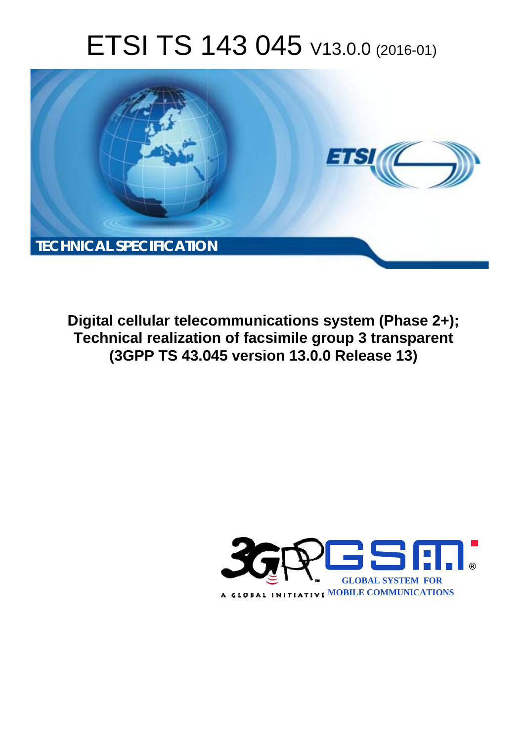# ETSI TS 143 045 V13.0.0 (2016-01)

TECHNICAL SPECIFICATION

**Digital cellular telecommunications system (Phase 2+); Technical realization of facsimile group 3 transparent (3GPP TS 43.045 version 13.0.0 Release 13)**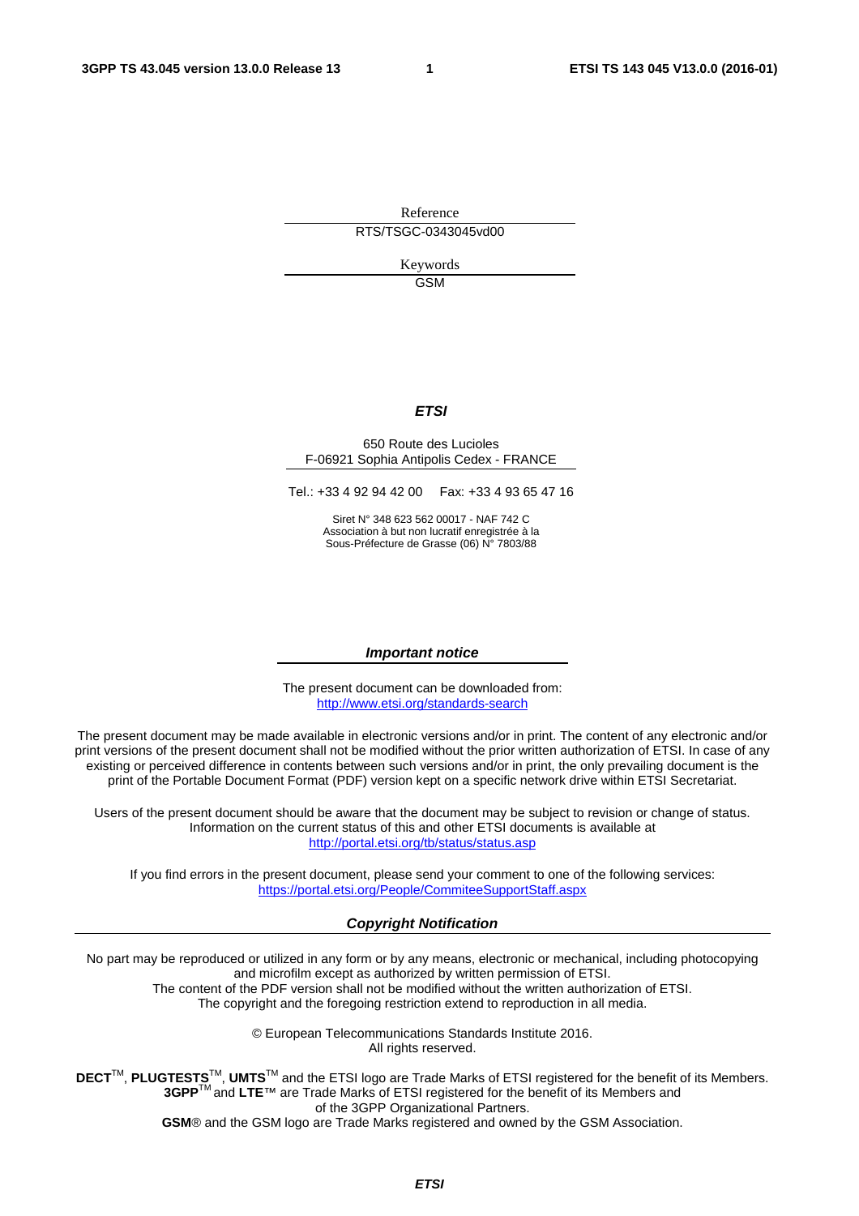Reference

RTS/TSGC-0343045vd00

Keywords

GSM

***ETSI***

650 Route des Lucioles
F-06921 Sophia Antipolis Cedex - FRANCE

Tel.: +33 4 92 94 42 00 Fax: +33 4 93 65 47 16

Siret N° 348 623 562 00017 - NAF 742 C
Association à but non lucratif enregistrée à la
Sous-Préfecture de Grasse (06) N° 7803/88

***Important notice***

The present document can be downloaded from:
http://www.etsi.org/standards-search

The present document may be made available in electronic versions and/or in print. The content of any electronic and/or print versions of the present document shall not be modified without the prior written authorization of ETSI. In case of any existing or perceived difference in contents between such versions and/or in print, the only prevailing document is the print of the Portable Document Format (PDF) version kept on a specific network drive within ETSI Secretariat.

Users of the present document should be aware that the document may be subject to revision or change of status. Information on the current status of this and other ETSI documents is available at
http://portal.etsi.org/tb/status/status.asp

If you find errors in the present document, please send your comment to one of the following services:
https://portal.etsi.org/People/CommiteeSupportStaff.aspx

***Copyright Notification***

No part may be reproduced or utilized in any form or by any means, electronic or mechanical, including photocopying and microfilm except as authorized by written permission of ETSI.
The content of the PDF version shall not be modified without the written authorization of ETSI.
The copyright and the foregoing restriction extend to reproduction in all media.

© European Telecommunications Standards Institute 2016.
All rights reserved.

**DECT**TM, **PLUGTESTS**TM, **UMTS**TM and the ETSI logo are Trade Marks of ETSI registered for the benefit of its Members.
**3GPP**TM and **LTE**™ are Trade Marks of ETSI registered for the benefit of its Members and of the 3GPP Organizational Partners.
**GSM**® and the GSM logo are Trade Marks registered and owned by the GSM Association.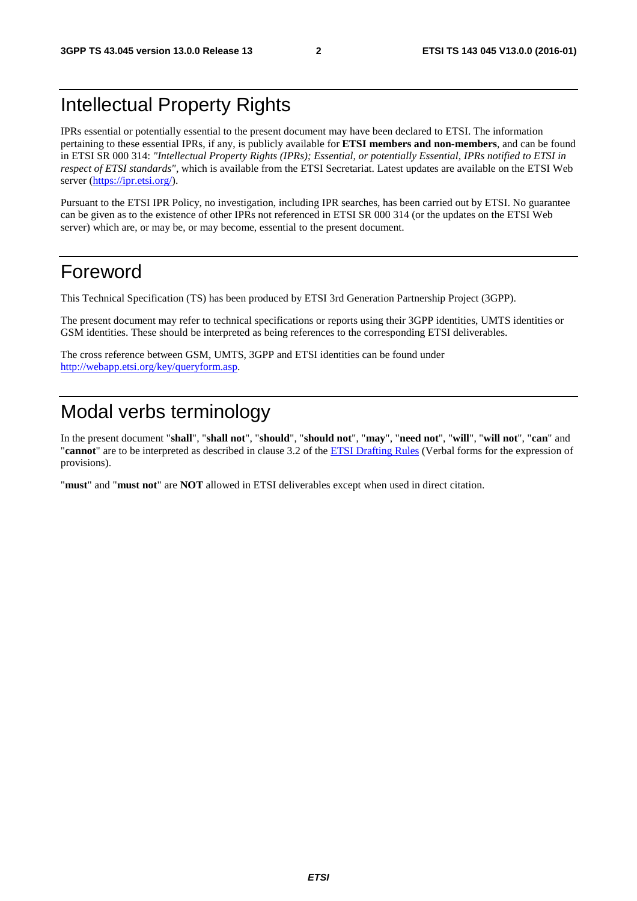# Intellectual Property Rights

IPRs essential or potentially essential to the present document may have been declared to ETSI. The information pertaining to these essential IPRs, if any, is publicly available for **ETSI members and non-members**, and can be found in ETSI SR 000 314: *"Intellectual Property Rights (IPRs); Essential, or potentially Essential, IPRs notified to ETSI in respect of ETSI standards"*, which is available from the ETSI Secretariat. Latest updates are available on the ETSI Web server (https://ipr.etsi.org/).

Pursuant to the ETSI IPR Policy, no investigation, including IPR searches, has been carried out by ETSI. No guarantee can be given as to the existence of other IPRs not referenced in ETSI SR 000 314 (or the updates on the ETSI Web server) which are, or may be, or may become, essential to the present document.

# Foreword

This Technical Specification (TS) has been produced by ETSI 3rd Generation Partnership Project (3GPP).

The present document may refer to technical specifications or reports using their 3GPP identities, UMTS identities or GSM identities. These should be interpreted as being references to the corresponding ETSI deliverables.

The cross reference between GSM, UMTS, 3GPP and ETSI identities can be found under http://webapp.etsi.org/key/queryform.asp.

# Modal verbs terminology

In the present document "**shall**", "**shall not**", "**should**", "**should not**", "**may**", "**need not**", "**will**", "**will not**", "**can**" and "**cannot**" are to be interpreted as described in clause 3.2 of the ETSI Drafting Rules (Verbal forms for the expression of provisions).

"**must**" and "**must not**" are **NOT** allowed in ETSI deliverables except when used in direct citation.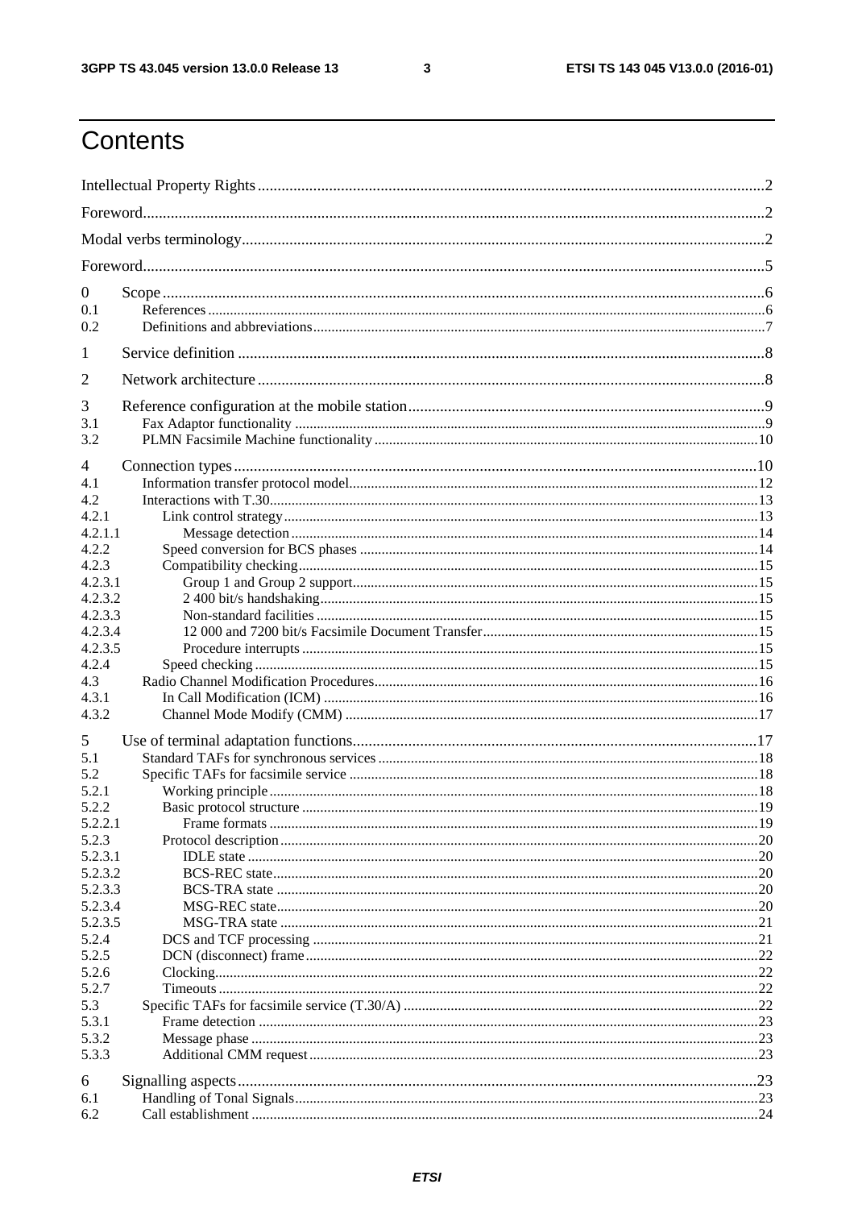# Contents

Intellectual Property Rights ..... 2
Foreword ..... 2
Modal verbs terminology ..... 2
Foreword ..... 5
0 Scope ..... 6
0.1 References ..... 6
0.2 Definitions and abbreviations ..... 7
1 Service definition ..... 8
2 Network architecture ..... 8
3 Reference configuration at the mobile station ..... 9
3.1 Fax Adaptor functionality ..... 9
3.2 PLMN Facsimile Machine functionality ..... 10
4 Connection types ..... 10
4.1 Information transfer protocol model ..... 12
4.2 Interactions with T.30 ..... 13
4.2.1 Link control strategy ..... 13
4.2.1.1 Message detection ..... 14
4.2.2 Speed conversion for BCS phases ..... 14
4.2.3 Compatibility checking ..... 15
4.2.3.1 Group 1 and Group 2 support ..... 15
4.2.3.2 2 400 bit/s handshaking ..... 15
4.2.3.3 Non-standard facilities ..... 15
4.2.3.4 12 000 and 7200 bit/s Facsimile Document Transfer ..... 15
4.2.3.5 Procedure interrupts ..... 15
4.2.4 Speed checking ..... 15
4.3 Radio Channel Modification Procedures ..... 16
4.3.1 In Call Modification (ICM) ..... 16
4.3.2 Channel Mode Modify (CMM) ..... 17
5 Use of terminal adaptation functions ..... 17
5.1 Standard TAFs for synchronous services ..... 18
5.2 Specific TAFs for facsimile service ..... 18
5.2.1 Working principle ..... 18
5.2.2 Basic protocol structure ..... 19
5.2.2.1 Frame formats ..... 19
5.2.3 Protocol description ..... 20
5.2.3.1 IDLE state ..... 20
5.2.3.2 BCS-REC state ..... 20
5.2.3.3 BCS-TRA state ..... 20
5.2.3.4 MSG-REC state ..... 20
5.2.3.5 MSG-TRA state ..... 21
5.2.4 DCS and TCF processing ..... 21
5.2.5 DCN (disconnect) frame ..... 22
5.2.6 Clocking ..... 22
5.2.7 Timeouts ..... 22
5.3 Specific TAFs for facsimile service (T.30/A) ..... 22
5.3.1 Frame detection ..... 23
5.3.2 Message phase ..... 23
5.3.3 Additional CMM request ..... 23
6 Signalling aspects ..... 23
6.1 Handling of Tonal Signals ..... 23
6.2 Call establishment ..... 24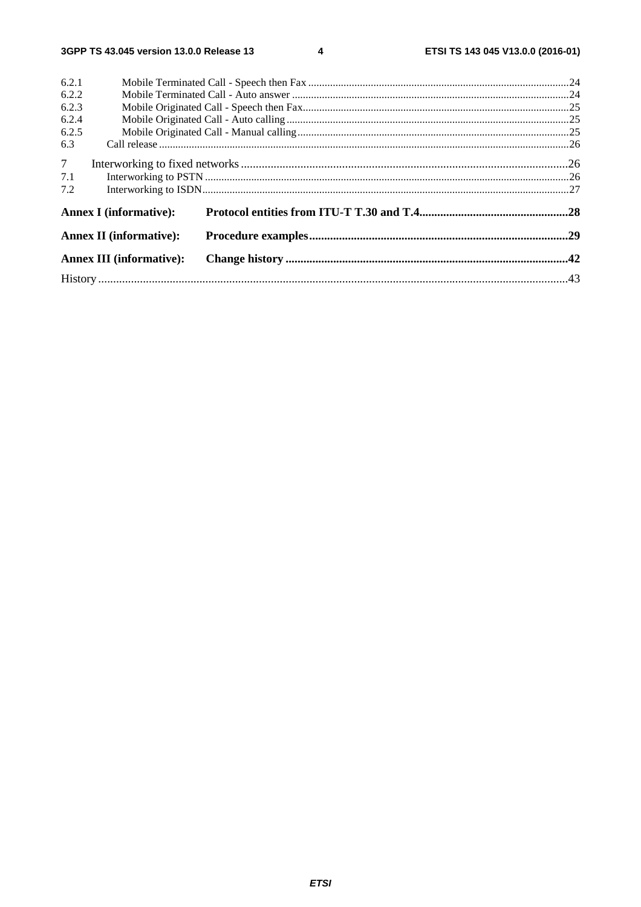6.2.1 Mobile Terminated Call - Speech then Fax ....24
6.2.2 Mobile Terminated Call - Auto answer ....24
6.2.3 Mobile Originated Call - Speech then Fax....25
6.2.4 Mobile Originated Call - Auto calling ....25
6.2.5 Mobile Originated Call - Manual calling....25
6.3 Call release ....26

7 Interworking to fixed networks ....26
7.1 Interworking to PSTN ....26
7.2 Interworking to ISDN....27

**Annex I (informative): Protocol entities from ITU-T T.30 and T.4....28**

**Annex II (informative): Procedure examples....29**

**Annex III (informative): Change history ....42**

History ....43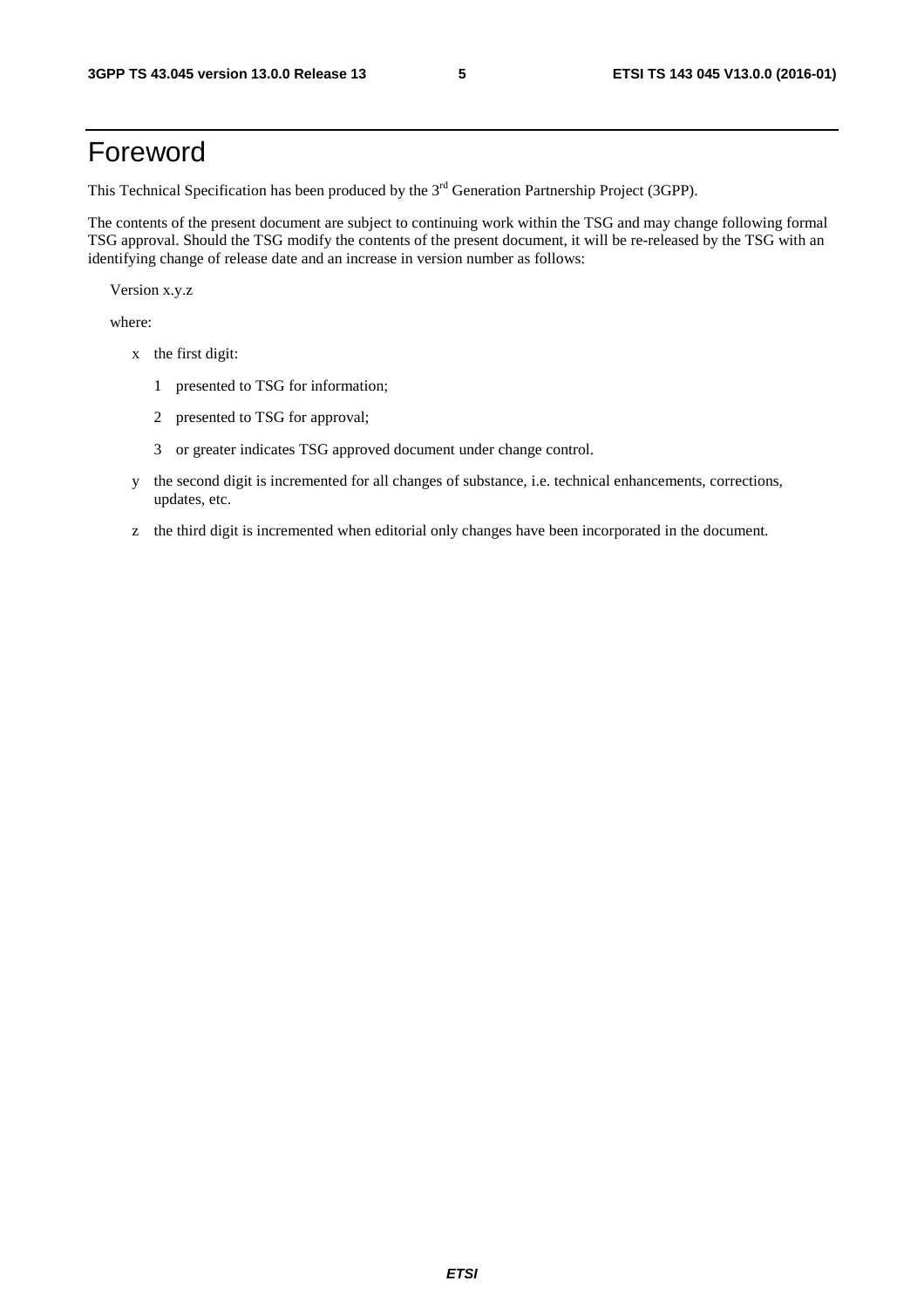# Foreword

This Technical Specification has been produced by the 3rd Generation Partnership Project (3GPP).

The contents of the present document are subject to continuing work within the TSG and may change following formal TSG approval. Should the TSG modify the contents of the present document, it will be re-released by the TSG with an identifying change of release date and an increase in version number as follows:

Version x.y.z

where:

- x the first digit:
  - 1 presented to TSG for information;
  - 2 presented to TSG for approval;
  - 3 or greater indicates TSG approved document under change control.
- y the second digit is incremented for all changes of substance, i.e. technical enhancements, corrections, updates, etc.
- z the third digit is incremented when editorial only changes have been incorporated in the document.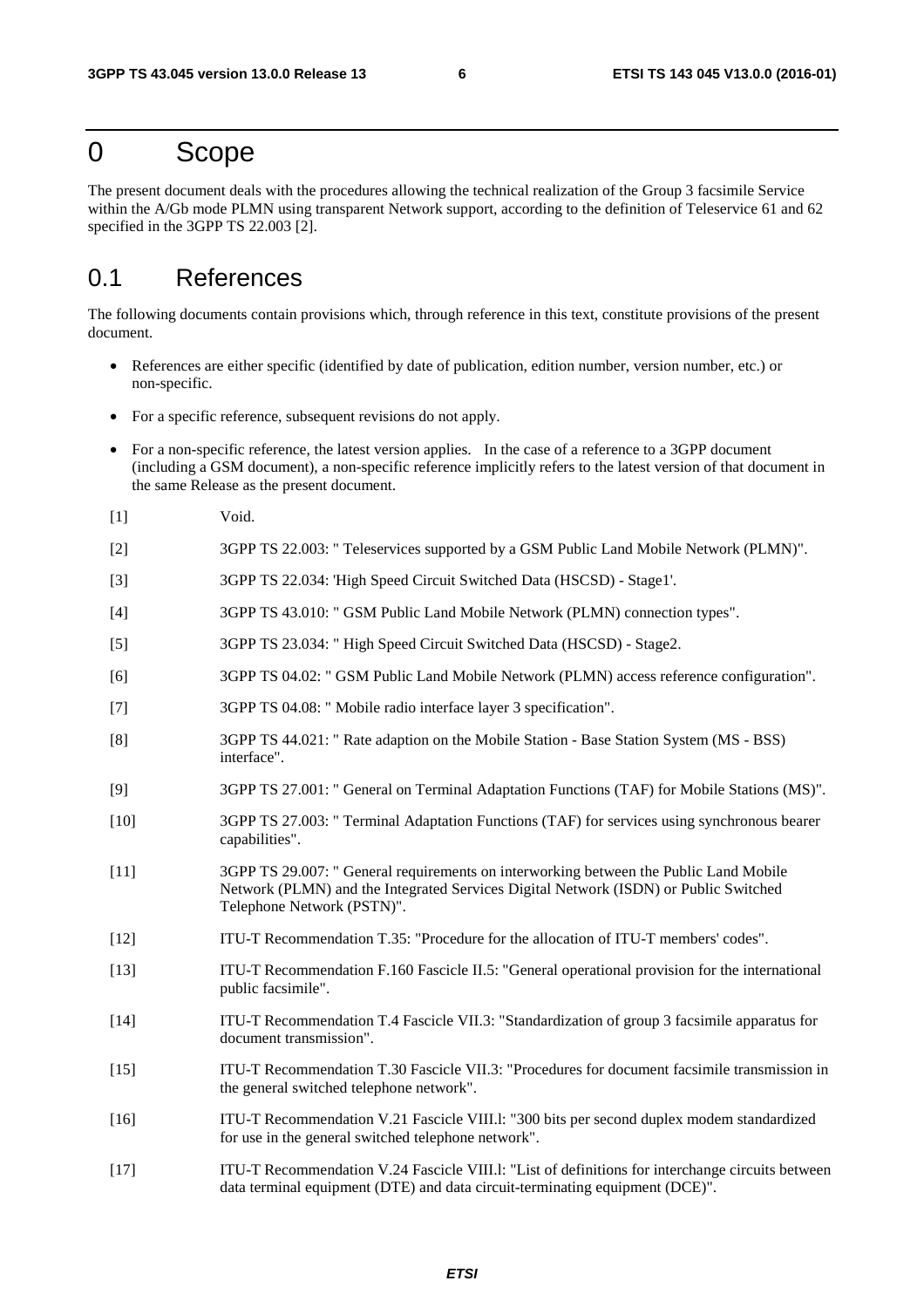# 0 Scope

The present document deals with the procedures allowing the technical realization of the Group 3 facsimile Service within the A/Gb mode PLMN using transparent Network support, according to the definition of Teleservice 61 and 62 specified in the 3GPP TS 22.003 [2].

## 0.1 References

The following documents contain provisions which, through reference in this text, constitute provisions of the present document.

- References are either specific (identified by date of publication, edition number, version number, etc.) or non-specific.
- For a specific reference, subsequent revisions do not apply.
- For a non-specific reference, the latest version applies. In the case of a reference to a 3GPP document (including a GSM document), a non-specific reference implicitly refers to the latest version of that document in the same Release as the present document.

[1] Void.

[2] 3GPP TS 22.003: " Teleservices supported by a GSM Public Land Mobile Network (PLMN)".

[3] 3GPP TS 22.034: 'High Speed Circuit Switched Data (HSCSD) - Stage1'.

[4] 3GPP TS 43.010: " GSM Public Land Mobile Network (PLMN) connection types".

[5] 3GPP TS 23.034: " High Speed Circuit Switched Data (HSCSD) - Stage2.

[6] 3GPP TS 04.02: " GSM Public Land Mobile Network (PLMN) access reference configuration".

[7] 3GPP TS 04.08: " Mobile radio interface layer 3 specification".

[8] 3GPP TS 44.021: " Rate adaption on the Mobile Station - Base Station System (MS - BSS) interface".

[9] 3GPP TS 27.001: " General on Terminal Adaptation Functions (TAF) for Mobile Stations (MS)".

[10] 3GPP TS 27.003: " Terminal Adaptation Functions (TAF) for services using synchronous bearer capabilities".

[11] 3GPP TS 29.007: " General requirements on interworking between the Public Land Mobile Network (PLMN) and the Integrated Services Digital Network (ISDN) or Public Switched Telephone Network (PSTN)".

[12] ITU-T Recommendation T.35: "Procedure for the allocation of ITU-T members' codes".

[13] ITU-T Recommendation F.160 Fascicle II.5: "General operational provision for the international public facsimile".

[14] ITU-T Recommendation T.4 Fascicle VII.3: "Standardization of group 3 facsimile apparatus for document transmission".

[15] ITU-T Recommendation T.30 Fascicle VII.3: "Procedures for document facsimile transmission in the general switched telephone network".

[16] ITU-T Recommendation V.21 Fascicle VIII.l: "300 bits per second duplex modem standardized for use in the general switched telephone network".

[17] ITU-T Recommendation V.24 Fascicle VIII.l: "List of definitions for interchange circuits between data terminal equipment (DTE) and data circuit-terminating equipment (DCE)".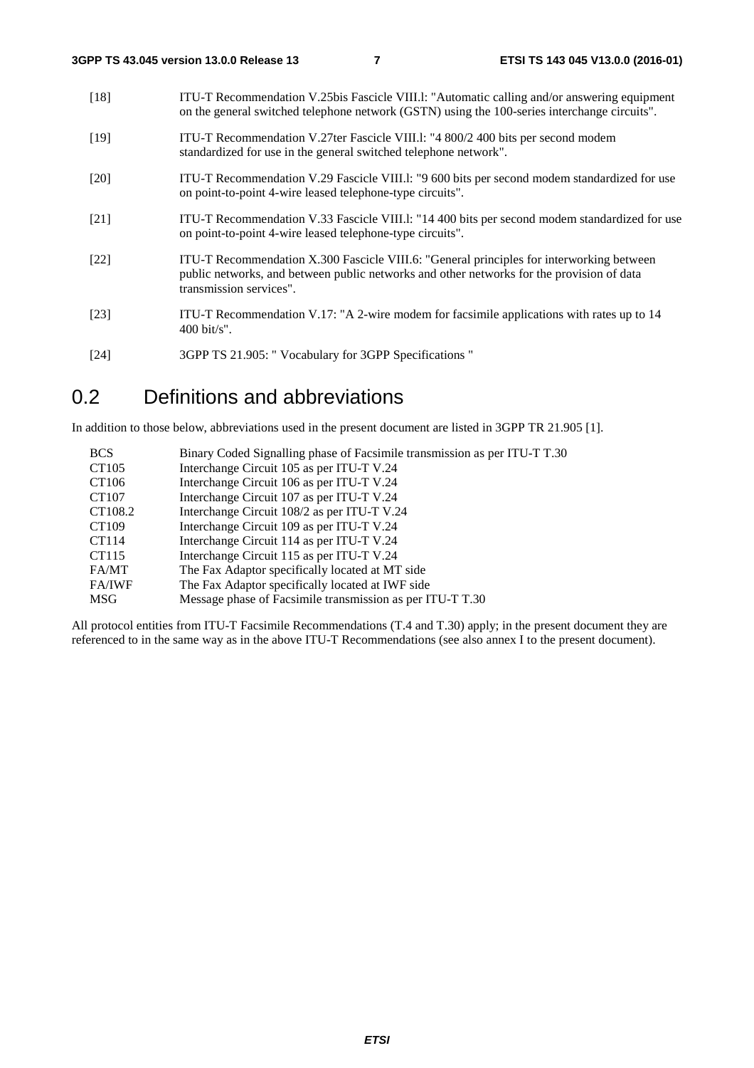[18] ITU-T Recommendation V.25bis Fascicle VIII.l: "Automatic calling and/or answering equipment on the general switched telephone network (GSTN) using the 100-series interchange circuits".

[19] ITU-T Recommendation V.27ter Fascicle VIII.l: "4 800/2 400 bits per second modem standardized for use in the general switched telephone network".

[20] ITU-T Recommendation V.29 Fascicle VIII.l: "9 600 bits per second modem standardized for use on point-to-point 4-wire leased telephone-type circuits".

[21] ITU-T Recommendation V.33 Fascicle VIII.l: "14 400 bits per second modem standardized for use on point-to-point 4-wire leased telephone-type circuits".

[22] ITU-T Recommendation X.300 Fascicle VIII.6: "General principles for interworking between public networks, and between public networks and other networks for the provision of data transmission services".

[23] ITU-T Recommendation V.17: "A 2-wire modem for facsimile applications with rates up to 14 400 bit/s".

[24] 3GPP TS 21.905: " Vocabulary for 3GPP Specifications "

# 0.2 Definitions and abbreviations

In addition to those below, abbreviations used in the present document are listed in 3GPP TR 21.905 [1].

| | |
|---|---|
| BCS | Binary Coded Signalling phase of Facsimile transmission as per ITU-T T.30 |
| CT105 | Interchange Circuit 105 as per ITU-T V.24 |
| CT106 | Interchange Circuit 106 as per ITU-T V.24 |
| CT107 | Interchange Circuit 107 as per ITU-T V.24 |
| CT108.2 | Interchange Circuit 108/2 as per ITU-T V.24 |
| CT109 | Interchange Circuit 109 as per ITU-T V.24 |
| CT114 | Interchange Circuit 114 as per ITU-T V.24 |
| CT115 | Interchange Circuit 115 as per ITU-T V.24 |
| FA/MT | The Fax Adaptor specifically located at MT side |
| FA/IWF | The Fax Adaptor specifically located at IWF side |
| MSG | Message phase of Facsimile transmission as per ITU-T T.30 |

All protocol entities from ITU-T Facsimile Recommendations (T.4 and T.30) apply; in the present document they are referenced to in the same way as in the above ITU-T Recommendations (see also annex I to the present document).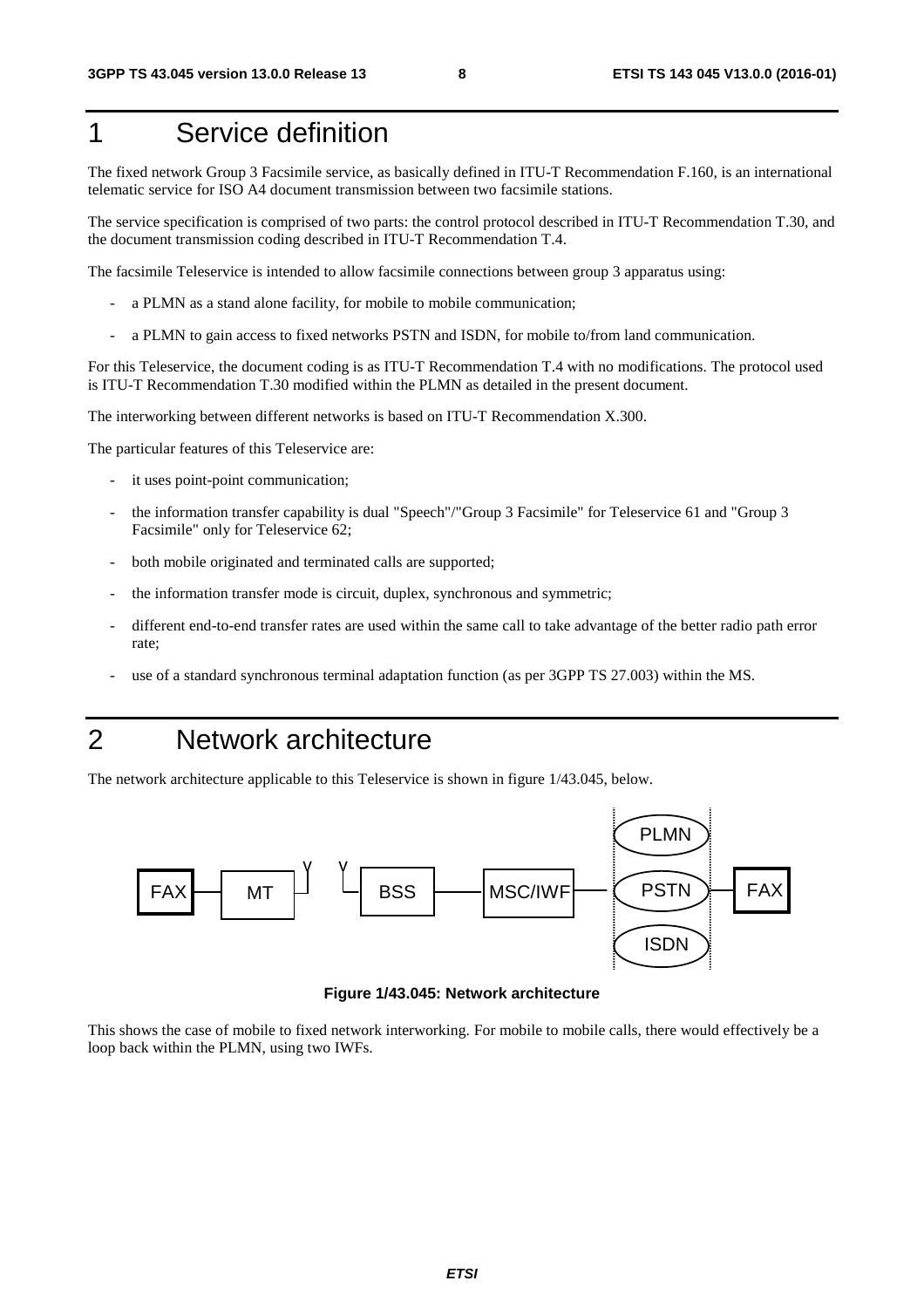# 1 Service definition

The fixed network Group 3 Facsimile service, as basically defined in ITU-T Recommendation F.160, is an international telematic service for ISO A4 document transmission between two facsimile stations.

The service specification is comprised of two parts: the control protocol described in ITU-T Recommendation T.30, and the document transmission coding described in ITU-T Recommendation T.4.

The facsimile Teleservice is intended to allow facsimile connections between group 3 apparatus using:

- a PLMN as a stand alone facility, for mobile to mobile communication;
- a PLMN to gain access to fixed networks PSTN and ISDN, for mobile to/from land communication.

For this Teleservice, the document coding is as ITU-T Recommendation T.4 with no modifications. The protocol used is ITU-T Recommendation T.30 modified within the PLMN as detailed in the present document.

The interworking between different networks is based on ITU-T Recommendation X.300.

The particular features of this Teleservice are:

- it uses point-point communication;
- the information transfer capability is dual "Speech"/"Group 3 Facsimile" for Teleservice 61 and "Group 3 Facsimile" only for Teleservice 62;
- both mobile originated and terminated calls are supported;
- the information transfer mode is circuit, duplex, synchronous and symmetric;
- different end-to-end transfer rates are used within the same call to take advantage of the better radio path error rate;
- use of a standard synchronous terminal adaptation function (as per 3GPP TS 27.003) within the MS.

# 2 Network architecture

The network architecture applicable to this Teleservice is shown in figure 1/43.045, below.

FAX — MT — BSS — MSC/IWF — PLMN / PSTN / ISDN — FAX

**Figure 1/43.045: Network architecture**

This shows the case of mobile to fixed network interworking. For mobile to mobile calls, there would effectively be a loop back within the PLMN, using two IWFs.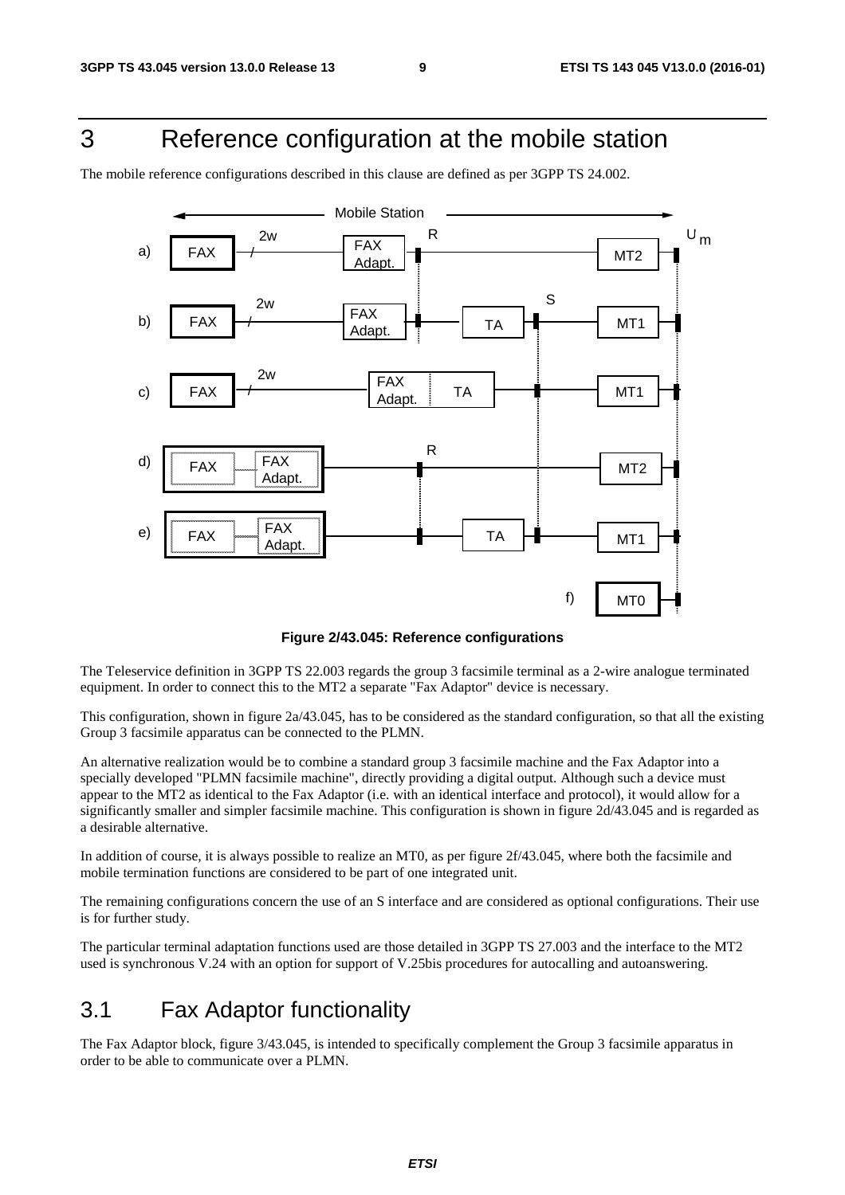# 3 Reference configuration at the mobile station

The mobile reference configurations described in this clause are defined as per 3GPP TS 24.002.

**Figure 2/43.045: Reference configurations**

The Teleservice definition in 3GPP TS 22.003 regards the group 3 facsimile terminal as a 2-wire analogue terminated equipment. In order to connect this to the MT2 a separate "Fax Adaptor" device is necessary.

This configuration, shown in figure 2a/43.045, has to be considered as the standard configuration, so that all the existing Group 3 facsimile apparatus can be connected to the PLMN.

An alternative realization would be to combine a standard group 3 facsimile machine and the Fax Adaptor into a specially developed "PLMN facsimile machine", directly providing a digital output. Although such a device must appear to the MT2 as identical to the Fax Adaptor (i.e. with an identical interface and protocol), it would allow for a significantly smaller and simpler facsimile machine. This configuration is shown in figure 2d/43.045 and is regarded as a desirable alternative.

In addition of course, it is always possible to realize an MT0, as per figure 2f/43.045, where both the facsimile and mobile termination functions are considered to be part of one integrated unit.

The remaining configurations concern the use of an S interface and are considered as optional configurations. Their use is for further study.

The particular terminal adaptation functions used are those detailed in 3GPP TS 27.003 and the interface to the MT2 used is synchronous V.24 with an option for support of V.25bis procedures for autocalling and autoanswering.

## 3.1 Fax Adaptor functionality

The Fax Adaptor block, figure 3/43.045, is intended to specifically complement the Group 3 facsimile apparatus in order to be able to communicate over a PLMN.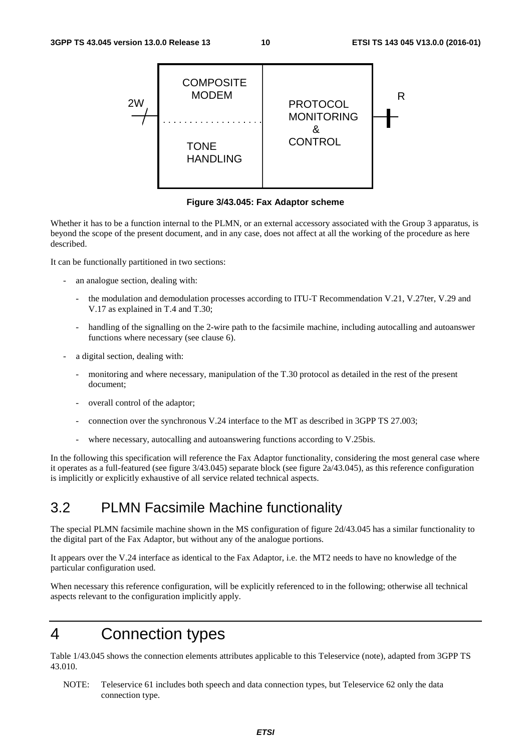Figure 3/43.045: Fax Adaptor scheme

Whether it has to be a function internal to the PLMN, or an external accessory associated with the Group 3 apparatus, is beyond the scope of the present document, and in any case, does not affect at all the working of the procedure as here described.

It can be functionally partitioned in two sections:

- an analogue section, dealing with:
    - the modulation and demodulation processes according to ITU-T Recommendation V.21, V.27ter, V.29 and V.17 as explained in T.4 and T.30;
    - handling of the signalling on the 2-wire path to the facsimile machine, including autocalling and autoanswer functions where necessary (see clause 6).
- a digital section, dealing with:
    - monitoring and where necessary, manipulation of the T.30 protocol as detailed in the rest of the present document;
    - overall control of the adaptor;
    - connection over the synchronous V.24 interface to the MT as described in 3GPP TS 27.003;
    - where necessary, autocalling and autoanswering functions according to V.25bis.

In the following this specification will reference the Fax Adaptor functionality, considering the most general case where it operates as a full-featured (see figure 3/43.045) separate block (see figure 2a/43.045), as this reference configuration is implicitly or explicitly exhaustive of all service related technical aspects.

## 3.2 PLMN Facsimile Machine functionality

The special PLMN facsimile machine shown in the MS configuration of figure 2d/43.045 has a similar functionality to the digital part of the Fax Adaptor, but without any of the analogue portions.

It appears over the V.24 interface as identical to the Fax Adaptor, i.e. the MT2 needs to have no knowledge of the particular configuration used.

When necessary this reference configuration, will be explicitly referenced to in the following; otherwise all technical aspects relevant to the configuration implicitly apply.

# 4 Connection types

Table 1/43.045 shows the connection elements attributes applicable to this Teleservice (note), adapted from 3GPP TS 43.010.

NOTE: Teleservice 61 includes both speech and data connection types, but Teleservice 62 only the data connection type.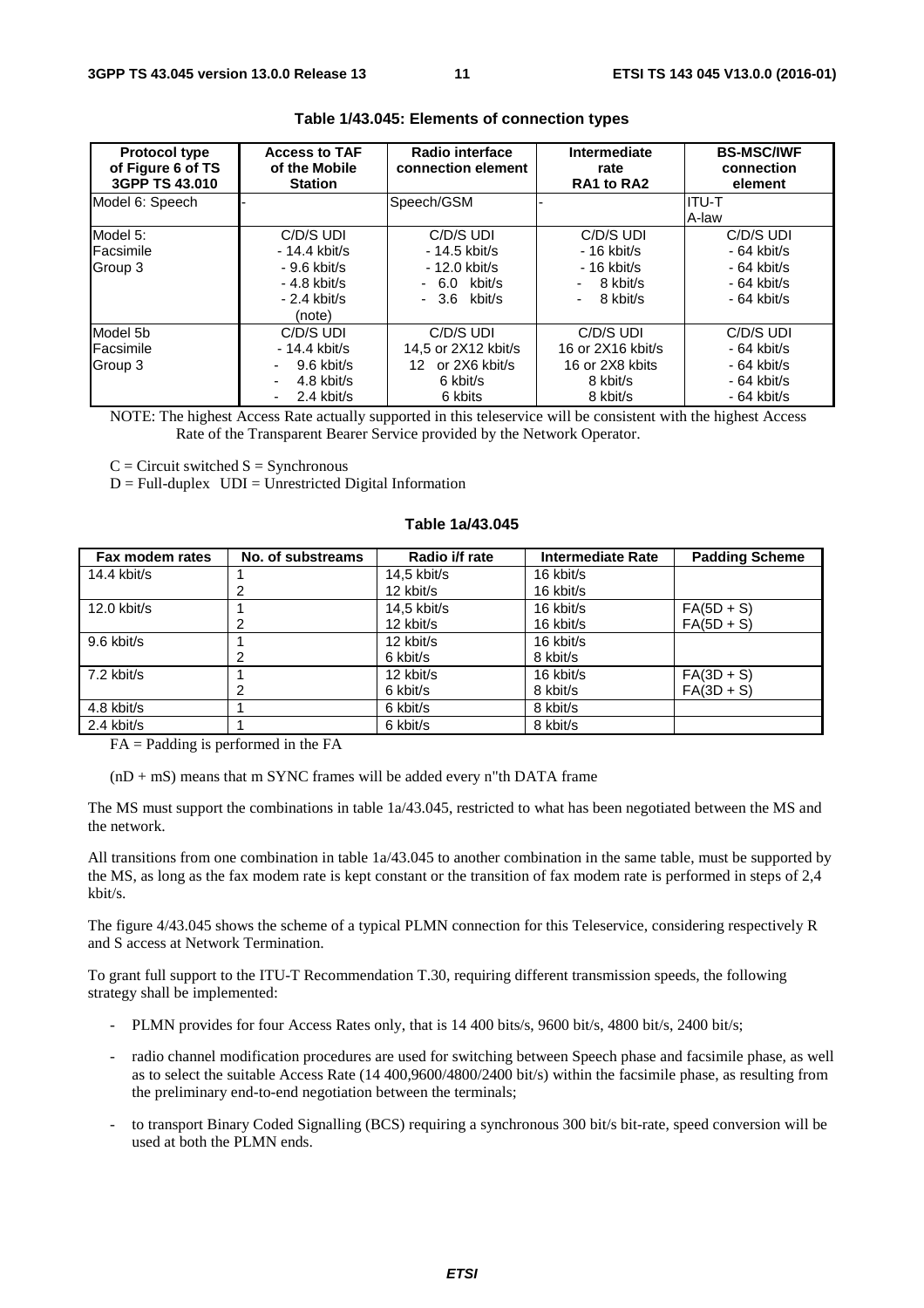**Table 1/43.045: Elements of connection types**

| Protocol type of Figure 6 of TS 3GPP TS 43.010 | Access to TAF of the Mobile Station | Radio interface connection element | Intermediate rate RA1 to RA2 | BS-MSC/IWF connection element |
|---|---|---|---|---|
| Model 6: Speech | - | Speech/GSM | - | ITU-T A-law |
| Model 5: Facsimile Group 3 | C/D/S UDI<br>- 14.4 kbit/s<br>- 9.6 kbit/s<br>- 4.8 kbit/s<br>- 2.4 kbit/s<br>(note) | C/D/S UDI<br>- 14.5 kbit/s<br>- 12.0 kbit/s<br>- 6.0 kbit/s<br>- 3.6 kbit/s | C/D/S UDI<br>- 16 kbit/s<br>- 16 kbit/s<br>- 8 kbit/s<br>- 8 kbit/s | C/D/S UDI<br>- 64 kbit/s<br>- 64 kbit/s<br>- 64 kbit/s<br>- 64 kbit/s |
| Model 5b Facsimile Group 3 | C/D/S UDI<br>- 14.4 kbit/s<br>- 9.6 kbit/s<br>- 4.8 kbit/s<br>- 2.4 kbit/s | C/D/S UDI<br>14,5 or 2X12 kbit/s<br>12 or 2X6 kbit/s<br>6 kbit/s<br>6 kbits | C/D/S UDI<br>16 or 2X16 kbit/s<br>16 or 2X8 kbits<br>8 kbit/s<br>8 kbit/s | C/D/S UDI<br>- 64 kbit/s<br>- 64 kbit/s<br>- 64 kbit/s<br>- 64 kbit/s |

NOTE: The highest Access Rate actually supported in this teleservice will be consistent with the highest Access Rate of the Transparent Bearer Service provided by the Network Operator.

C = Circuit switched S = Synchronous

D = Full-duplex UDI = Unrestricted Digital Information

**Table 1a/43.045**

| Fax modem rates | No. of substreams | Radio i/f rate | Intermediate Rate | Padding Scheme |
|---|---|---|---|---|
| 14.4 kbit/s | 1 | 14,5 kbit/s | 16 kbit/s | |
| | 2 | 12 kbit/s | 16 kbit/s | |
| 12.0 kbit/s | 1 | 14,5 kbit/s | 16 kbit/s | FA(5D + S) |
| | 2 | 12 kbit/s | 16 kbit/s | FA(5D + S) |
| 9.6 kbit/s | 1 | 12 kbit/s | 16 kbit/s | |
| | 2 | 6 kbit/s | 8 kbit/s | |
| 7.2 kbit/s | 1 | 12 kbit/s | 16 kbit/s | FA(3D + S) |
| | 2 | 6 kbit/s | 8 kbit/s | FA(3D + S) |
| 4.8 kbit/s | 1 | 6 kbit/s | 8 kbit/s | |
| 2.4 kbit/s | 1 | 6 kbit/s | 8 kbit/s | |

FA = Padding is performed in the FA

(nD + mS) means that m SYNC frames will be added every n"th DATA frame

The MS must support the combinations in table 1a/43.045, restricted to what has been negotiated between the MS and the network.

All transitions from one combination in table 1a/43.045 to another combination in the same table, must be supported by the MS, as long as the fax modem rate is kept constant or the transition of fax modem rate is performed in steps of 2,4 kbit/s.

The figure 4/43.045 shows the scheme of a typical PLMN connection for this Teleservice, considering respectively R and S access at Network Termination.

To grant full support to the ITU-T Recommendation T.30, requiring different transmission speeds, the following strategy shall be implemented:

- PLMN provides for four Access Rates only, that is 14 400 bits/s, 9600 bit/s, 4800 bit/s, 2400 bit/s;
- radio channel modification procedures are used for switching between Speech phase and facsimile phase, as well as to select the suitable Access Rate (14 400,9600/4800/2400 bit/s) within the facsimile phase, as resulting from the preliminary end-to-end negotiation between the terminals;
- to transport Binary Coded Signalling (BCS) requiring a synchronous 300 bit/s bit-rate, speed conversion will be used at both the PLMN ends.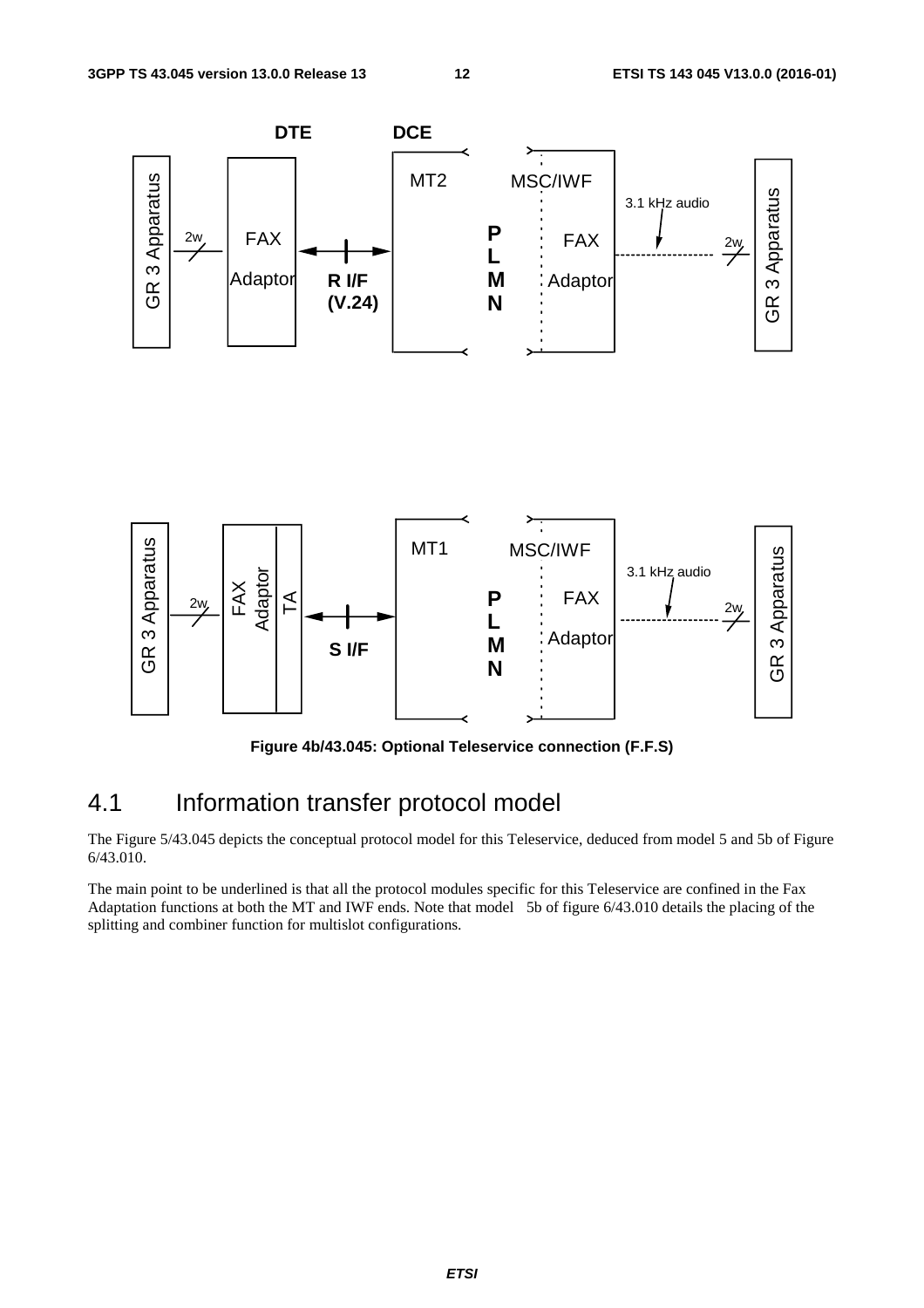Figure 4b/43.045: Optional Teleservice connection (F.F.S)

## 4.1 Information transfer protocol model

The Figure 5/43.045 depicts the conceptual protocol model for this Teleservice, deduced from model 5 and 5b of Figure 6/43.010.

The main point to be underlined is that all the protocol modules specific for this Teleservice are confined in the Fax Adaptation functions at both the MT and IWF ends. Note that model 5b of figure 6/43.010 details the placing of the splitting and combiner function for multislot configurations.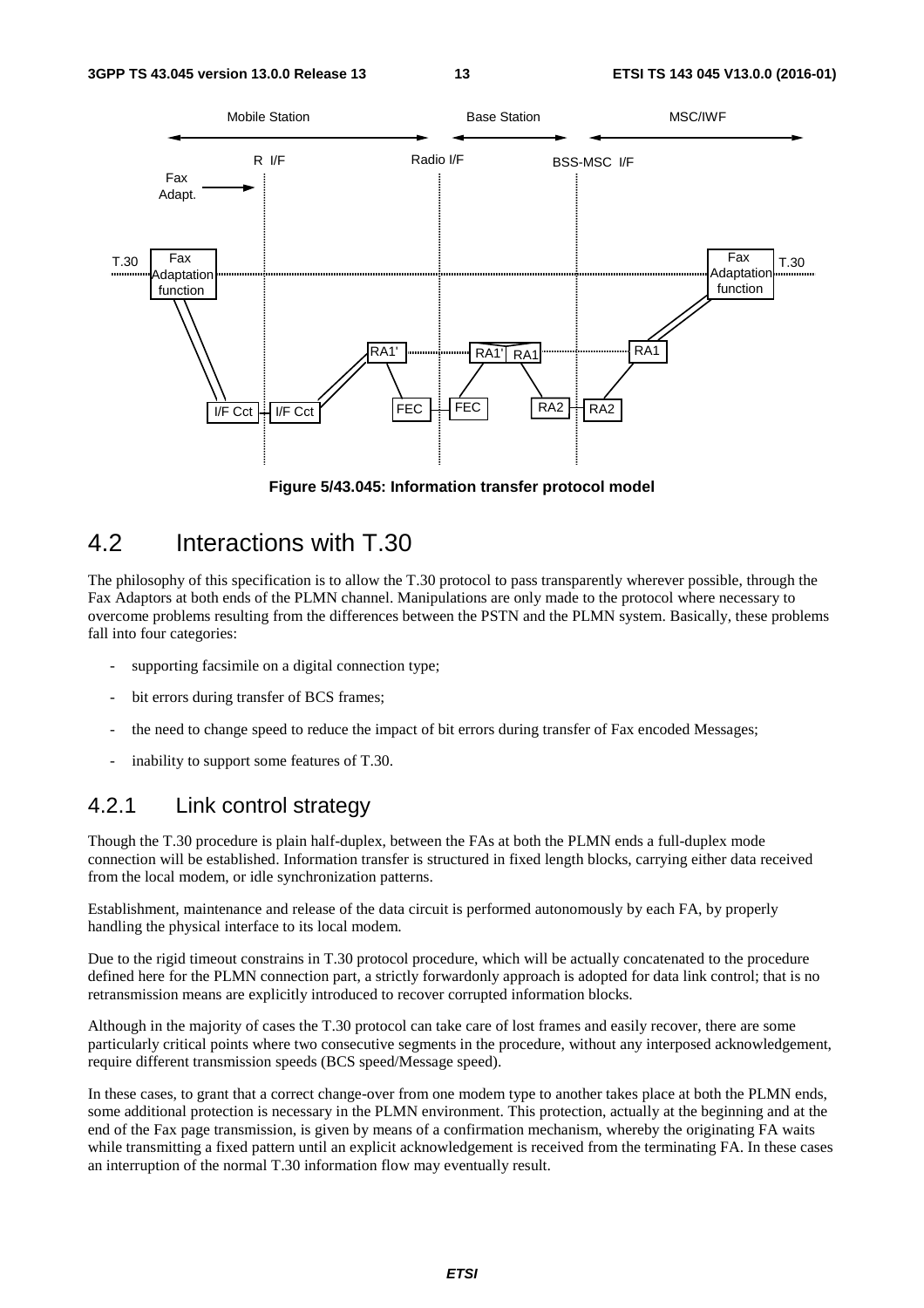Figure 5/43.045: Information transfer protocol model

## 4.2 Interactions with T.30

The philosophy of this specification is to allow the T.30 protocol to pass transparently wherever possible, through the Fax Adaptors at both ends of the PLMN channel. Manipulations are only made to the protocol where necessary to overcome problems resulting from the differences between the PSTN and the PLMN system. Basically, these problems fall into four categories:

- supporting facsimile on a digital connection type;
- bit errors during transfer of BCS frames;
- the need to change speed to reduce the impact of bit errors during transfer of Fax encoded Messages;
- inability to support some features of T.30.

### 4.2.1 Link control strategy

Though the T.30 procedure is plain half-duplex, between the FAs at both the PLMN ends a full-duplex mode connection will be established. Information transfer is structured in fixed length blocks, carrying either data received from the local modem, or idle synchronization patterns.

Establishment, maintenance and release of the data circuit is performed autonomously by each FA, by properly handling the physical interface to its local modem.

Due to the rigid timeout constrains in T.30 protocol procedure, which will be actually concatenated to the procedure defined here for the PLMN connection part, a strictly forwardonly approach is adopted for data link control; that is no retransmission means are explicitly introduced to recover corrupted information blocks.

Although in the majority of cases the T.30 protocol can take care of lost frames and easily recover, there are some particularly critical points where two consecutive segments in the procedure, without any interposed acknowledgement, require different transmission speeds (BCS speed/Message speed).

In these cases, to grant that a correct change-over from one modem type to another takes place at both the PLMN ends, some additional protection is necessary in the PLMN environment. This protection, actually at the beginning and at the end of the Fax page transmission, is given by means of a confirmation mechanism, whereby the originating FA waits while transmitting a fixed pattern until an explicit acknowledgement is received from the terminating FA. In these cases an interruption of the normal T.30 information flow may eventually result.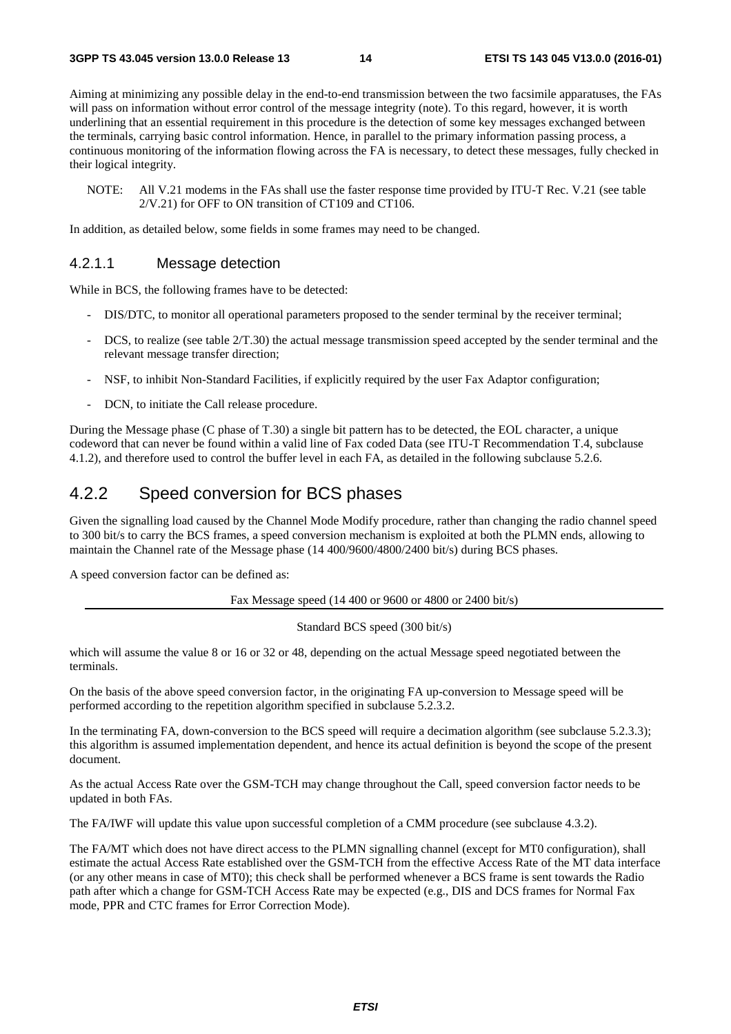Aiming at minimizing any possible delay in the end-to-end transmission between the two facsimile apparatuses, the FAs will pass on information without error control of the message integrity (note). To this regard, however, it is worth underlining that an essential requirement in this procedure is the detection of some key messages exchanged between the terminals, carrying basic control information. Hence, in parallel to the primary information passing process, a continuous monitoring of the information flowing across the FA is necessary, to detect these messages, fully checked in their logical integrity.

NOTE: All V.21 modems in the FAs shall use the faster response time provided by ITU-T Rec. V.21 (see table 2/V.21) for OFF to ON transition of CT109 and CT106.

In addition, as detailed below, some fields in some frames may need to be changed.

#### 4.2.1.1 Message detection

While in BCS, the following frames have to be detected:

- DIS/DTC, to monitor all operational parameters proposed to the sender terminal by the receiver terminal;
- DCS, to realize (see table 2/T.30) the actual message transmission speed accepted by the sender terminal and the relevant message transfer direction;
- NSF, to inhibit Non-Standard Facilities, if explicitly required by the user Fax Adaptor configuration;
- DCN, to initiate the Call release procedure.

During the Message phase (C phase of T.30) a single bit pattern has to be detected, the EOL character, a unique codeword that can never be found within a valid line of Fax coded Data (see ITU-T Recommendation T.4, subclause 4.1.2), and therefore used to control the buffer level in each FA, as detailed in the following subclause 5.2.6.

### 4.2.2 Speed conversion for BCS phases

Given the signalling load caused by the Channel Mode Modify procedure, rather than changing the radio channel speed to 300 bit/s to carry the BCS frames, a speed conversion mechanism is exploited at both the PLMN ends, allowing to maintain the Channel rate of the Message phase (14 400/9600/4800/2400 bit/s) during BCS phases.

A speed conversion factor can be defined as:

$$\frac{\text{Fax Message speed (14 400 or 9600 or 4800 or 2400 bit/s)}}{\text{Standard BCS speed (300 bit/s)}}$$

which will assume the value 8 or 16 or 32 or 48, depending on the actual Message speed negotiated between the terminals.

On the basis of the above speed conversion factor, in the originating FA up-conversion to Message speed will be performed according to the repetition algorithm specified in subclause 5.2.3.2.

In the terminating FA, down-conversion to the BCS speed will require a decimation algorithm (see subclause 5.2.3.3); this algorithm is assumed implementation dependent, and hence its actual definition is beyond the scope of the present document.

As the actual Access Rate over the GSM-TCH may change throughout the Call, speed conversion factor needs to be updated in both FAs.

The FA/IWF will update this value upon successful completion of a CMM procedure (see subclause 4.3.2).

The FA/MT which does not have direct access to the PLMN signalling channel (except for MT0 configuration), shall estimate the actual Access Rate established over the GSM-TCH from the effective Access Rate of the MT data interface (or any other means in case of MT0); this check shall be performed whenever a BCS frame is sent towards the Radio path after which a change for GSM-TCH Access Rate may be expected (e.g., DIS and DCS frames for Normal Fax mode, PPR and CTC frames for Error Correction Mode).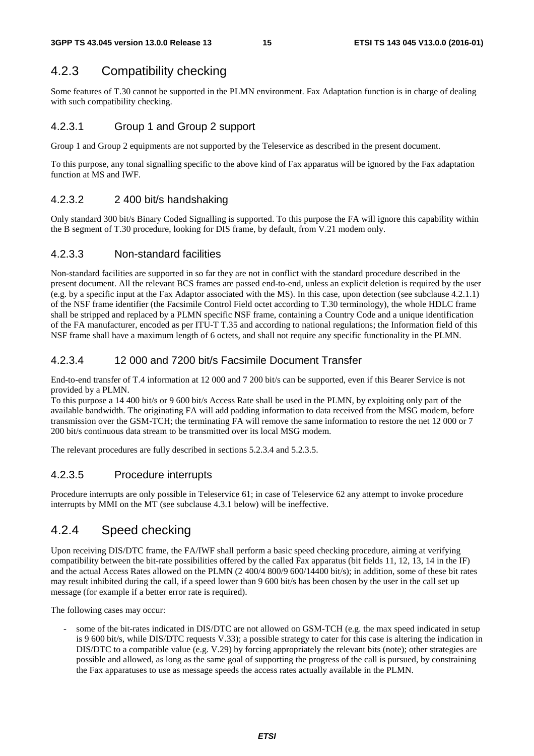## 4.2.3 Compatibility checking

Some features of T.30 cannot be supported in the PLMN environment. Fax Adaptation function is in charge of dealing with such compatibility checking.

### 4.2.3.1 Group 1 and Group 2 support

Group 1 and Group 2 equipments are not supported by the Teleservice as described in the present document.

To this purpose, any tonal signalling specific to the above kind of Fax apparatus will be ignored by the Fax adaptation function at MS and IWF.

### 4.2.3.2 2 400 bit/s handshaking

Only standard 300 bit/s Binary Coded Signalling is supported. To this purpose the FA will ignore this capability within the B segment of T.30 procedure, looking for DIS frame, by default, from V.21 modem only.

### 4.2.3.3 Non-standard facilities

Non-standard facilities are supported in so far they are not in conflict with the standard procedure described in the present document. All the relevant BCS frames are passed end-to-end, unless an explicit deletion is required by the user (e.g. by a specific input at the Fax Adaptor associated with the MS). In this case, upon detection (see subclause 4.2.1.1) of the NSF frame identifier (the Facsimile Control Field octet according to T.30 terminology), the whole HDLC frame shall be stripped and replaced by a PLMN specific NSF frame, containing a Country Code and a unique identification of the FA manufacturer, encoded as per ITU-T T.35 and according to national regulations; the Information field of this NSF frame shall have a maximum length of 6 octets, and shall not require any specific functionality in the PLMN.

### 4.2.3.4 12 000 and 7200 bit/s Facsimile Document Transfer

End-to-end transfer of T.4 information at 12 000 and 7 200 bit/s can be supported, even if this Bearer Service is not provided by a PLMN.
To this purpose a 14 400 bit/s or 9 600 bit/s Access Rate shall be used in the PLMN, by exploiting only part of the available bandwidth. The originating FA will add padding information to data received from the MSG modem, before transmission over the GSM-TCH; the terminating FA will remove the same information to restore the net 12 000 or 7 200 bit/s continuous data stream to be transmitted over its local MSG modem.

The relevant procedures are fully described in sections 5.2.3.4 and 5.2.3.5.

### 4.2.3.5 Procedure interrupts

Procedure interrupts are only possible in Teleservice 61; in case of Teleservice 62 any attempt to invoke procedure interrupts by MMI on the MT (see subclause 4.3.1 below) will be ineffective.

## 4.2.4 Speed checking

Upon receiving DIS/DTC frame, the FA/IWF shall perform a basic speed checking procedure, aiming at verifying compatibility between the bit-rate possibilities offered by the called Fax apparatus (bit fields 11, 12, 13, 14 in the IF) and the actual Access Rates allowed on the PLMN (2 400/4 800/9 600/14400 bit/s); in addition, some of these bit rates may result inhibited during the call, if a speed lower than 9 600 bit/s has been chosen by the user in the call set up message (for example if a better error rate is required).

The following cases may occur:

- some of the bit-rates indicated in DIS/DTC are not allowed on GSM-TCH (e.g. the max speed indicated in setup is 9 600 bit/s, while DIS/DTC requests V.33); a possible strategy to cater for this case is altering the indication in DIS/DTC to a compatible value (e.g. V.29) by forcing appropriately the relevant bits (note); other strategies are possible and allowed, as long as the same goal of supporting the progress of the call is pursued, by constraining the Fax apparatuses to use as message speeds the access rates actually available in the PLMN.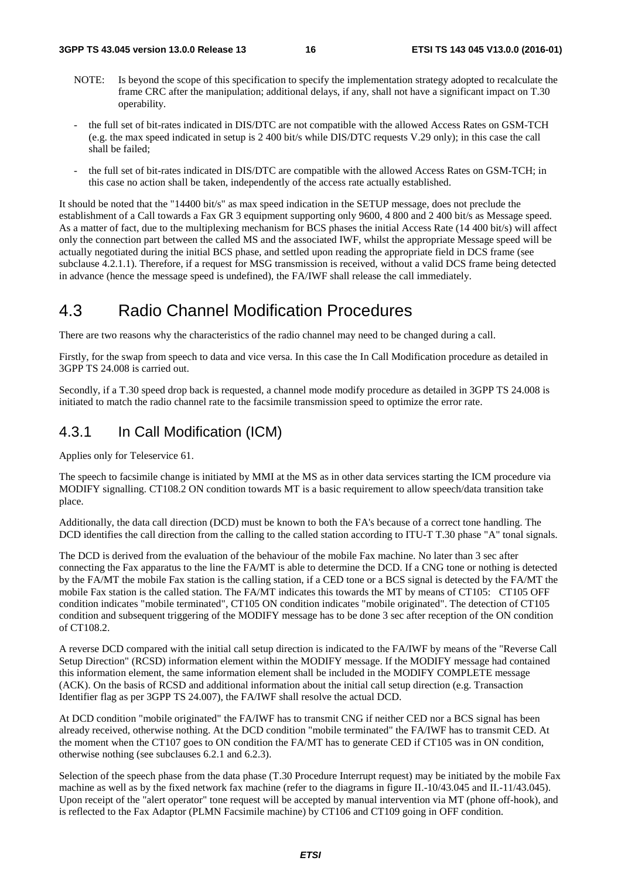NOTE: Is beyond the scope of this specification to specify the implementation strategy adopted to recalculate the frame CRC after the manipulation; additional delays, if any, shall not have a significant impact on T.30 operability.

- the full set of bit-rates indicated in DIS/DTC are not compatible with the allowed Access Rates on GSM-TCH (e.g. the max speed indicated in setup is 2 400 bit/s while DIS/DTC requests V.29 only); in this case the call shall be failed;
- the full set of bit-rates indicated in DIS/DTC are compatible with the allowed Access Rates on GSM-TCH; in this case no action shall be taken, independently of the access rate actually established.

It should be noted that the "14400 bit/s" as max speed indication in the SETUP message, does not preclude the establishment of a Call towards a Fax GR 3 equipment supporting only 9600, 4 800 and 2 400 bit/s as Message speed. As a matter of fact, due to the multiplexing mechanism for BCS phases the initial Access Rate (14 400 bit/s) will affect only the connection part between the called MS and the associated IWF, whilst the appropriate Message speed will be actually negotiated during the initial BCS phase, and settled upon reading the appropriate field in DCS frame (see subclause 4.2.1.1). Therefore, if a request for MSG transmission is received, without a valid DCS frame being detected in advance (hence the message speed is undefined), the FA/IWF shall release the call immediately.

# 4.3 Radio Channel Modification Procedures

There are two reasons why the characteristics of the radio channel may need to be changed during a call.

Firstly, for the swap from speech to data and vice versa. In this case the In Call Modification procedure as detailed in 3GPP TS 24.008 is carried out.

Secondly, if a T.30 speed drop back is requested, a channel mode modify procedure as detailed in 3GPP TS 24.008 is initiated to match the radio channel rate to the facsimile transmission speed to optimize the error rate.

## 4.3.1 In Call Modification (ICM)

Applies only for Teleservice 61.

The speech to facsimile change is initiated by MMI at the MS as in other data services starting the ICM procedure via MODIFY signalling. CT108.2 ON condition towards MT is a basic requirement to allow speech/data transition take place.

Additionally, the data call direction (DCD) must be known to both the FA's because of a correct tone handling. The DCD identifies the call direction from the calling to the called station according to ITU-T T.30 phase "A" tonal signals.

The DCD is derived from the evaluation of the behaviour of the mobile Fax machine. No later than 3 sec after connecting the Fax apparatus to the line the FA/MT is able to determine the DCD. If a CNG tone or nothing is detected by the FA/MT the mobile Fax station is the calling station, if a CED tone or a BCS signal is detected by the FA/MT the mobile Fax station is the called station. The FA/MT indicates this towards the MT by means of CT105: CT105 OFF condition indicates "mobile terminated", CT105 ON condition indicates "mobile originated". The detection of CT105 condition and subsequent triggering of the MODIFY message has to be done 3 sec after reception of the ON condition of CT108.2.

A reverse DCD compared with the initial call setup direction is indicated to the FA/IWF by means of the "Reverse Call Setup Direction" (RCSD) information element within the MODIFY message. If the MODIFY message had contained this information element, the same information element shall be included in the MODIFY COMPLETE message (ACK). On the basis of RCSD and additional information about the initial call setup direction (e.g. Transaction Identifier flag as per 3GPP TS 24.007), the FA/IWF shall resolve the actual DCD.

At DCD condition "mobile originated" the FA/IWF has to transmit CNG if neither CED nor a BCS signal has been already received, otherwise nothing. At the DCD condition "mobile terminated" the FA/IWF has to transmit CED. At the moment when the CT107 goes to ON condition the FA/MT has to generate CED if CT105 was in ON condition, otherwise nothing (see subclauses 6.2.1 and 6.2.3).

Selection of the speech phase from the data phase (T.30 Procedure Interrupt request) may be initiated by the mobile Fax machine as well as by the fixed network fax machine (refer to the diagrams in figure II.-10/43.045 and II.-11/43.045). Upon receipt of the "alert operator" tone request will be accepted by manual intervention via MT (phone off-hook), and is reflected to the Fax Adaptor (PLMN Facsimile machine) by CT106 and CT109 going in OFF condition.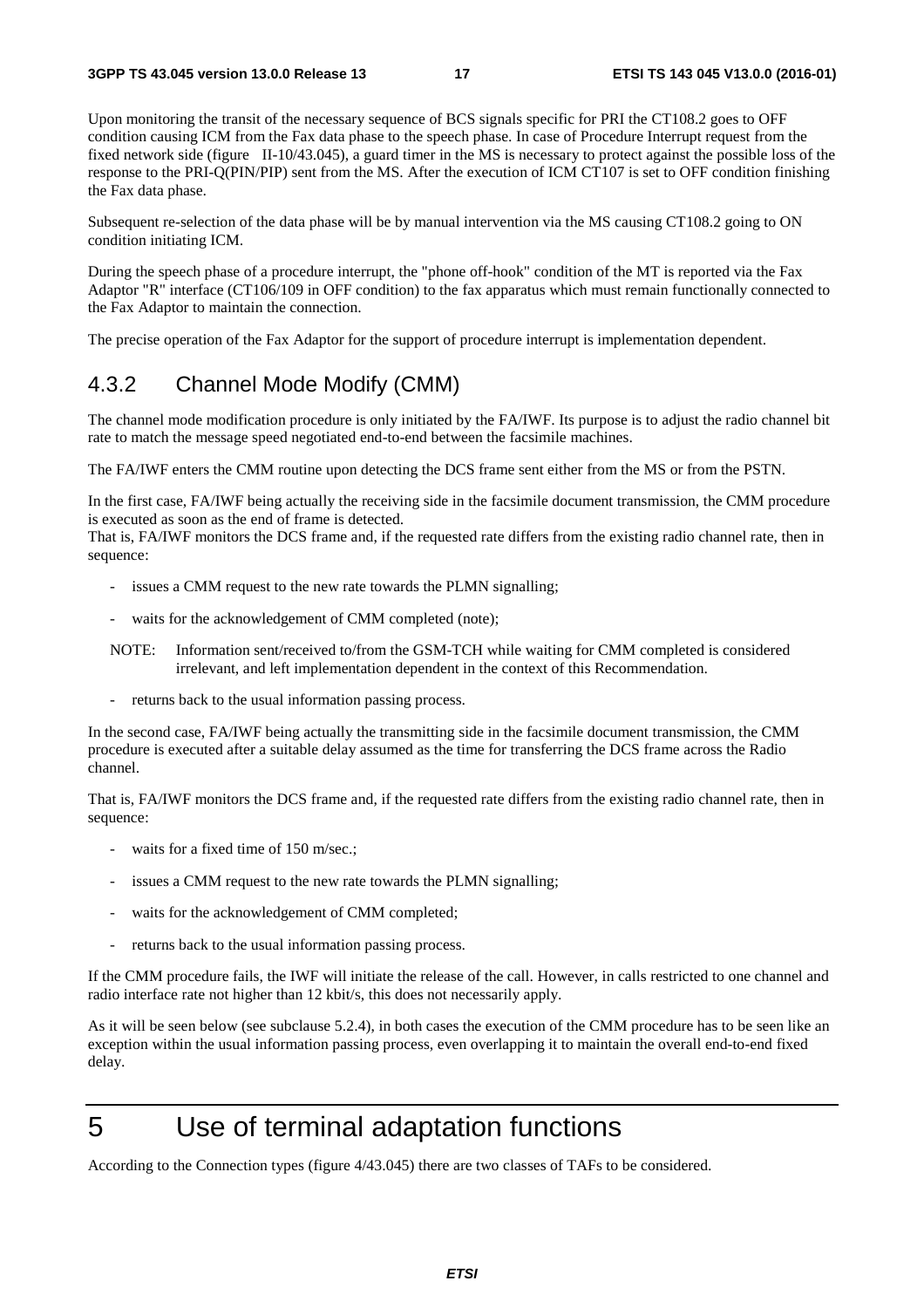Upon monitoring the transit of the necessary sequence of BCS signals specific for PRI the CT108.2 goes to OFF condition causing ICM from the Fax data phase to the speech phase. In case of Procedure Interrupt request from the fixed network side (figure II-10/43.045), a guard timer in the MS is necessary to protect against the possible loss of the response to the PRI-Q(PIN/PIP) sent from the MS. After the execution of ICM CT107 is set to OFF condition finishing the Fax data phase.

Subsequent re-selection of the data phase will be by manual intervention via the MS causing CT108.2 going to ON condition initiating ICM.

During the speech phase of a procedure interrupt, the "phone off-hook" condition of the MT is reported via the Fax Adaptor "R" interface (CT106/109 in OFF condition) to the fax apparatus which must remain functionally connected to the Fax Adaptor to maintain the connection.

The precise operation of the Fax Adaptor for the support of procedure interrupt is implementation dependent.

### 4.3.2 Channel Mode Modify (CMM)

The channel mode modification procedure is only initiated by the FA/IWF. Its purpose is to adjust the radio channel bit rate to match the message speed negotiated end-to-end between the facsimile machines.

The FA/IWF enters the CMM routine upon detecting the DCS frame sent either from the MS or from the PSTN.

In the first case, FA/IWF being actually the receiving side in the facsimile document transmission, the CMM procedure is executed as soon as the end of frame is detected.
That is, FA/IWF monitors the DCS frame and, if the requested rate differs from the existing radio channel rate, then in sequence:

- issues a CMM request to the new rate towards the PLMN signalling;
- waits for the acknowledgement of CMM completed (note);

NOTE: Information sent/received to/from the GSM-TCH while waiting for CMM completed is considered irrelevant, and left implementation dependent in the context of this Recommendation.

- returns back to the usual information passing process.

In the second case, FA/IWF being actually the transmitting side in the facsimile document transmission, the CMM procedure is executed after a suitable delay assumed as the time for transferring the DCS frame across the Radio channel.

That is, FA/IWF monitors the DCS frame and, if the requested rate differs from the existing radio channel rate, then in sequence:

- waits for a fixed time of 150 m/sec.;
- issues a CMM request to the new rate towards the PLMN signalling;
- waits for the acknowledgement of CMM completed;
- returns back to the usual information passing process.

If the CMM procedure fails, the IWF will initiate the release of the call. However, in calls restricted to one channel and radio interface rate not higher than 12 kbit/s, this does not necessarily apply.

As it will be seen below (see subclause 5.2.4), in both cases the execution of the CMM procedure has to be seen like an exception within the usual information passing process, even overlapping it to maintain the overall end-to-end fixed delay.

# 5 Use of terminal adaptation functions

According to the Connection types (figure 4/43.045) there are two classes of TAFs to be considered.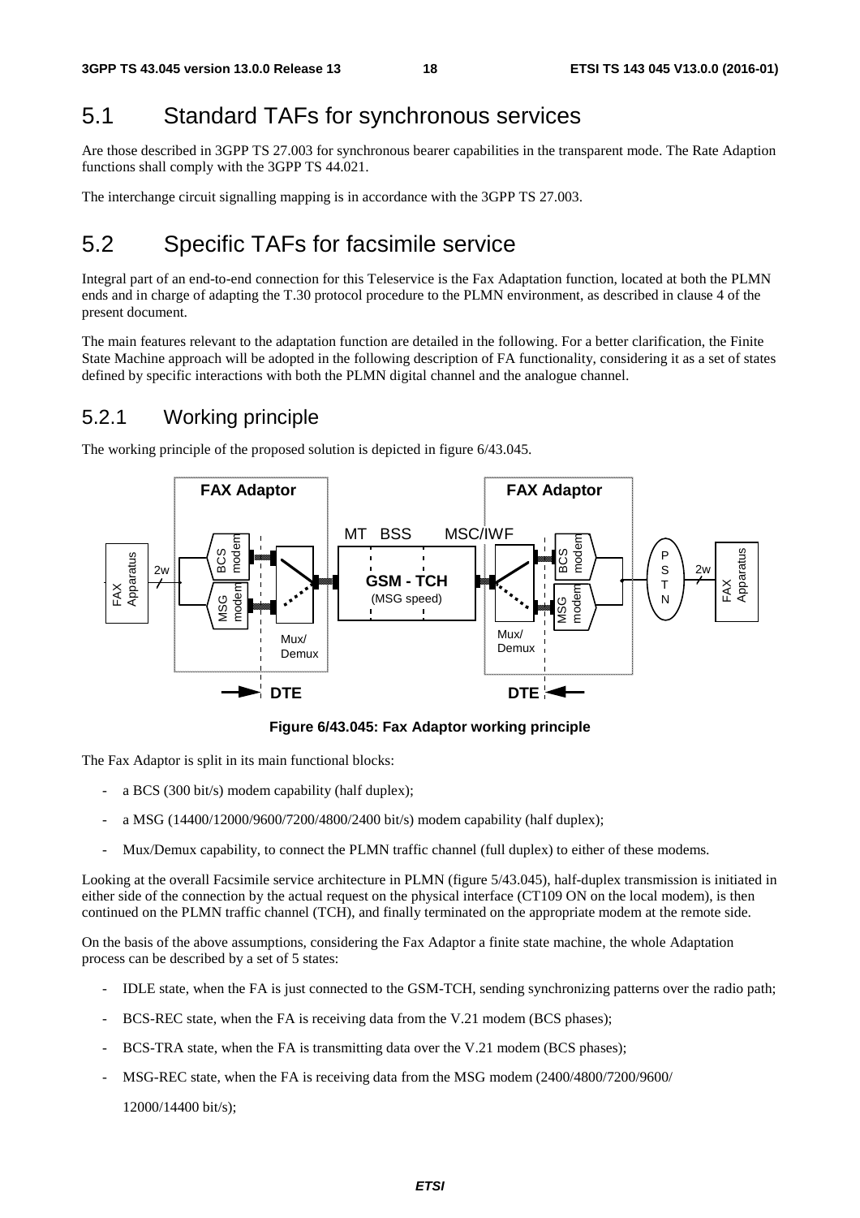## 5.1 Standard TAFs for synchronous services

Are those described in 3GPP TS 27.003 for synchronous bearer capabilities in the transparent mode. The Rate Adaption functions shall comply with the 3GPP TS 44.021.

The interchange circuit signalling mapping is in accordance with the 3GPP TS 27.003.

## 5.2 Specific TAFs for facsimile service

Integral part of an end-to-end connection for this Teleservice is the Fax Adaptation function, located at both the PLMN ends and in charge of adapting the T.30 protocol procedure to the PLMN environment, as described in clause 4 of the present document.

The main features relevant to the adaptation function are detailed in the following. For a better clarification, the Finite State Machine approach will be adopted in the following description of FA functionality, considering it as a set of states defined by specific interactions with both the PLMN digital channel and the analogue channel.

### 5.2.1 Working principle

The working principle of the proposed solution is depicted in figure 6/43.045.

**Figure 6/43.045: Fax Adaptor working principle**

The Fax Adaptor is split in its main functional blocks:

- a BCS (300 bit/s) modem capability (half duplex);
- a MSG (14400/12000/9600/7200/4800/2400 bit/s) modem capability (half duplex);
- Mux/Demux capability, to connect the PLMN traffic channel (full duplex) to either of these modems.

Looking at the overall Facsimile service architecture in PLMN (figure 5/43.045), half-duplex transmission is initiated in either side of the connection by the actual request on the physical interface (CT109 ON on the local modem), is then continued on the PLMN traffic channel (TCH), and finally terminated on the appropriate modem at the remote side.

On the basis of the above assumptions, considering the Fax Adaptor a finite state machine, the whole Adaptation process can be described by a set of 5 states:

- IDLE state, when the FA is just connected to the GSM-TCH, sending synchronizing patterns over the radio path;
- BCS-REC state, when the FA is receiving data from the V.21 modem (BCS phases);
- BCS-TRA state, when the FA is transmitting data over the V.21 modem (BCS phases);
- MSG-REC state, when the FA is receiving data from the MSG modem (2400/4800/7200/9600/

  12000/14400 bit/s);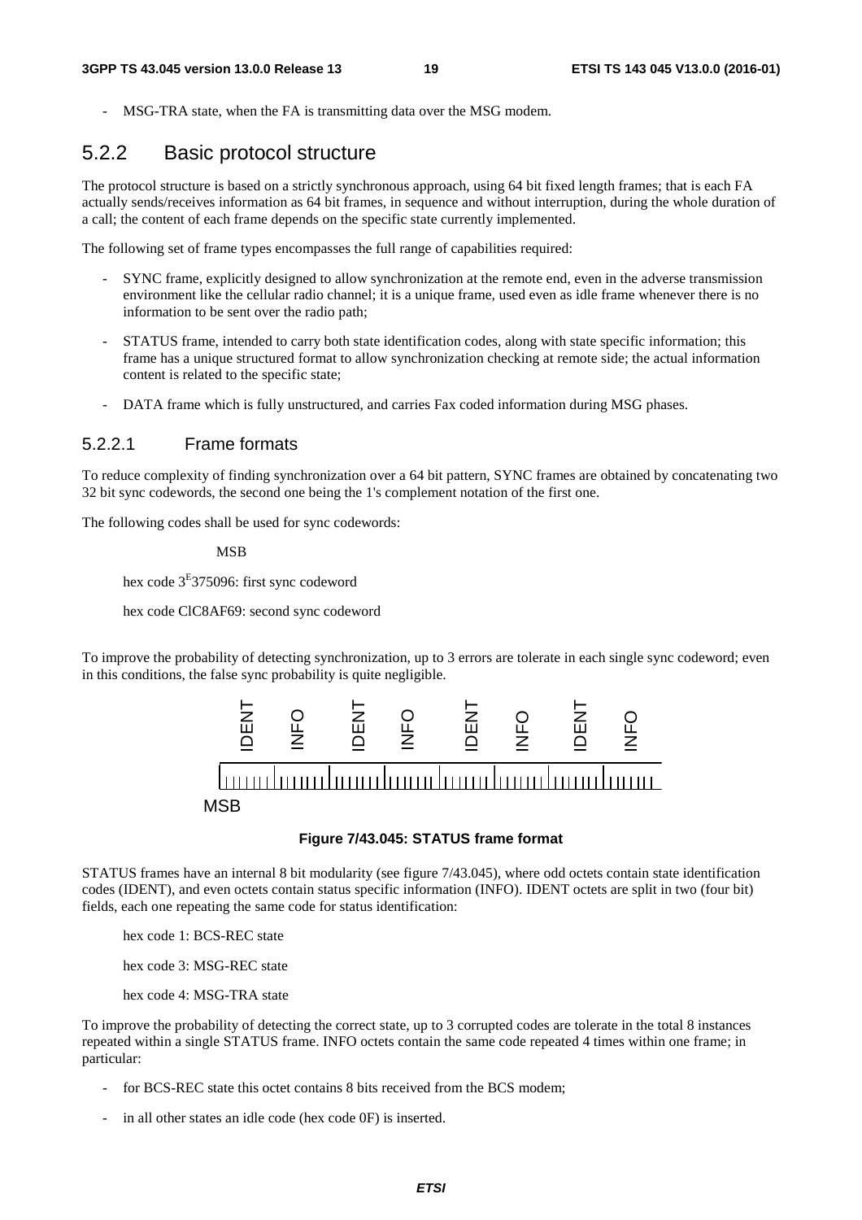- MSG-TRA state, when the FA is transmitting data over the MSG modem.

## 5.2.2 Basic protocol structure

The protocol structure is based on a strictly synchronous approach, using 64 bit fixed length frames; that is each FA actually sends/receives information as 64 bit frames, in sequence and without interruption, during the whole duration of a call; the content of each frame depends on the specific state currently implemented.

The following set of frame types encompasses the full range of capabilities required:

- SYNC frame, explicitly designed to allow synchronization at the remote end, even in the adverse transmission environment like the cellular radio channel; it is a unique frame, used even as idle frame whenever there is no information to be sent over the radio path;
- STATUS frame, intended to carry both state identification codes, along with state specific information; this frame has a unique structured format to allow synchronization checking at remote side; the actual information content is related to the specific state;
- DATA frame which is fully unstructured, and carries Fax coded information during MSG phases.

### 5.2.2.1 Frame formats

To reduce complexity of finding synchronization over a 64 bit pattern, SYNC frames are obtained by concatenating two 32 bit sync codewords, the second one being the 1's complement notation of the first one.

The following codes shall be used for sync codewords:

MSB

hex code 3E375096: first sync codeword

hex code ClC8AF69: second sync codeword

To improve the probability of detecting synchronization, up to 3 errors are tolerate in each single sync codeword; even in this conditions, the false sync probability is quite negligible.

IDENT INFO IDENT INFO IDENT INFO IDENT INFO

MSB

**Figure 7/43.045: STATUS frame format**

STATUS frames have an internal 8 bit modularity (see figure 7/43.045), where odd octets contain state identification codes (IDENT), and even octets contain status specific information (INFO). IDENT octets are split in two (four bit) fields, each one repeating the same code for status identification:

hex code 1: BCS-REC state

hex code 3: MSG-REC state

hex code 4: MSG-TRA state

To improve the probability of detecting the correct state, up to 3 corrupted codes are tolerate in the total 8 instances repeated within a single STATUS frame. INFO octets contain the same code repeated 4 times within one frame; in particular:

- for BCS-REC state this octet contains 8 bits received from the BCS modem;
- in all other states an idle code (hex code 0F) is inserted.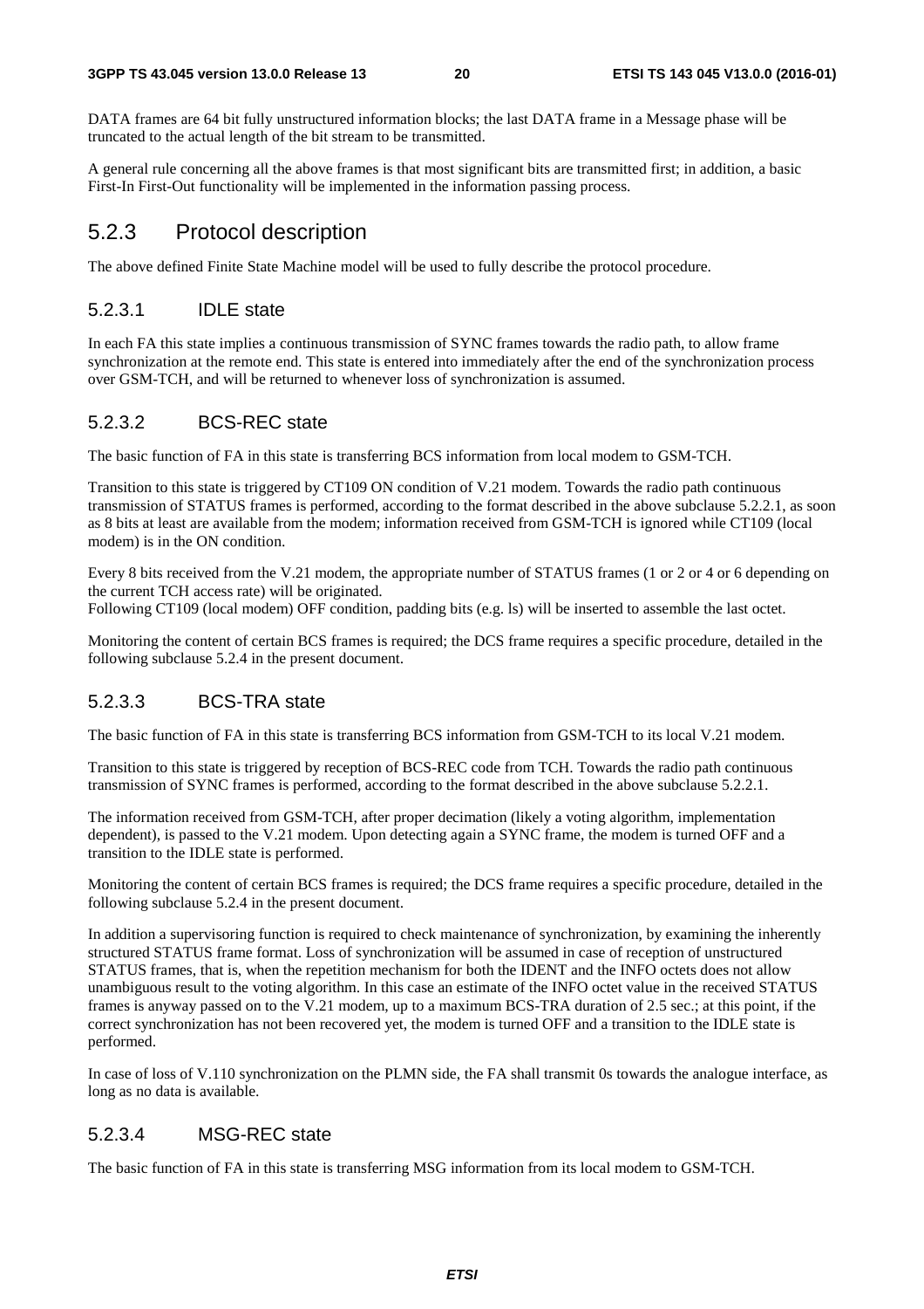DATA frames are 64 bit fully unstructured information blocks; the last DATA frame in a Message phase will be truncated to the actual length of the bit stream to be transmitted.

A general rule concerning all the above frames is that most significant bits are transmitted first; in addition, a basic First-In First-Out functionality will be implemented in the information passing process.

## 5.2.3 Protocol description

The above defined Finite State Machine model will be used to fully describe the protocol procedure.

### 5.2.3.1 IDLE state

In each FA this state implies a continuous transmission of SYNC frames towards the radio path, to allow frame synchronization at the remote end. This state is entered into immediately after the end of the synchronization process over GSM-TCH, and will be returned to whenever loss of synchronization is assumed.

### 5.2.3.2 BCS-REC state

The basic function of FA in this state is transferring BCS information from local modem to GSM-TCH.

Transition to this state is triggered by CT109 ON condition of V.21 modem. Towards the radio path continuous transmission of STATUS frames is performed, according to the format described in the above subclause 5.2.2.1, as soon as 8 bits at least are available from the modem; information received from GSM-TCH is ignored while CT109 (local modem) is in the ON condition.

Every 8 bits received from the V.21 modem, the appropriate number of STATUS frames (1 or 2 or 4 or 6 depending on the current TCH access rate) will be originated.
Following CT109 (local modem) OFF condition, padding bits (e.g. ls) will be inserted to assemble the last octet.

Monitoring the content of certain BCS frames is required; the DCS frame requires a specific procedure, detailed in the following subclause 5.2.4 in the present document.

### 5.2.3.3 BCS-TRA state

The basic function of FA in this state is transferring BCS information from GSM-TCH to its local V.21 modem.

Transition to this state is triggered by reception of BCS-REC code from TCH. Towards the radio path continuous transmission of SYNC frames is performed, according to the format described in the above subclause 5.2.2.1.

The information received from GSM-TCH, after proper decimation (likely a voting algorithm, implementation dependent), is passed to the V.21 modem. Upon detecting again a SYNC frame, the modem is turned OFF and a transition to the IDLE state is performed.

Monitoring the content of certain BCS frames is required; the DCS frame requires a specific procedure, detailed in the following subclause 5.2.4 in the present document.

In addition a supervisoring function is required to check maintenance of synchronization, by examining the inherently structured STATUS frame format. Loss of synchronization will be assumed in case of reception of unstructured STATUS frames, that is, when the repetition mechanism for both the IDENT and the INFO octets does not allow unambiguous result to the voting algorithm. In this case an estimate of the INFO octet value in the received STATUS frames is anyway passed on to the V.21 modem, up to a maximum BCS-TRA duration of 2.5 sec.; at this point, if the correct synchronization has not been recovered yet, the modem is turned OFF and a transition to the IDLE state is performed.

In case of loss of V.110 synchronization on the PLMN side, the FA shall transmit 0s towards the analogue interface, as long as no data is available.

### 5.2.3.4 MSG-REC state

The basic function of FA in this state is transferring MSG information from its local modem to GSM-TCH.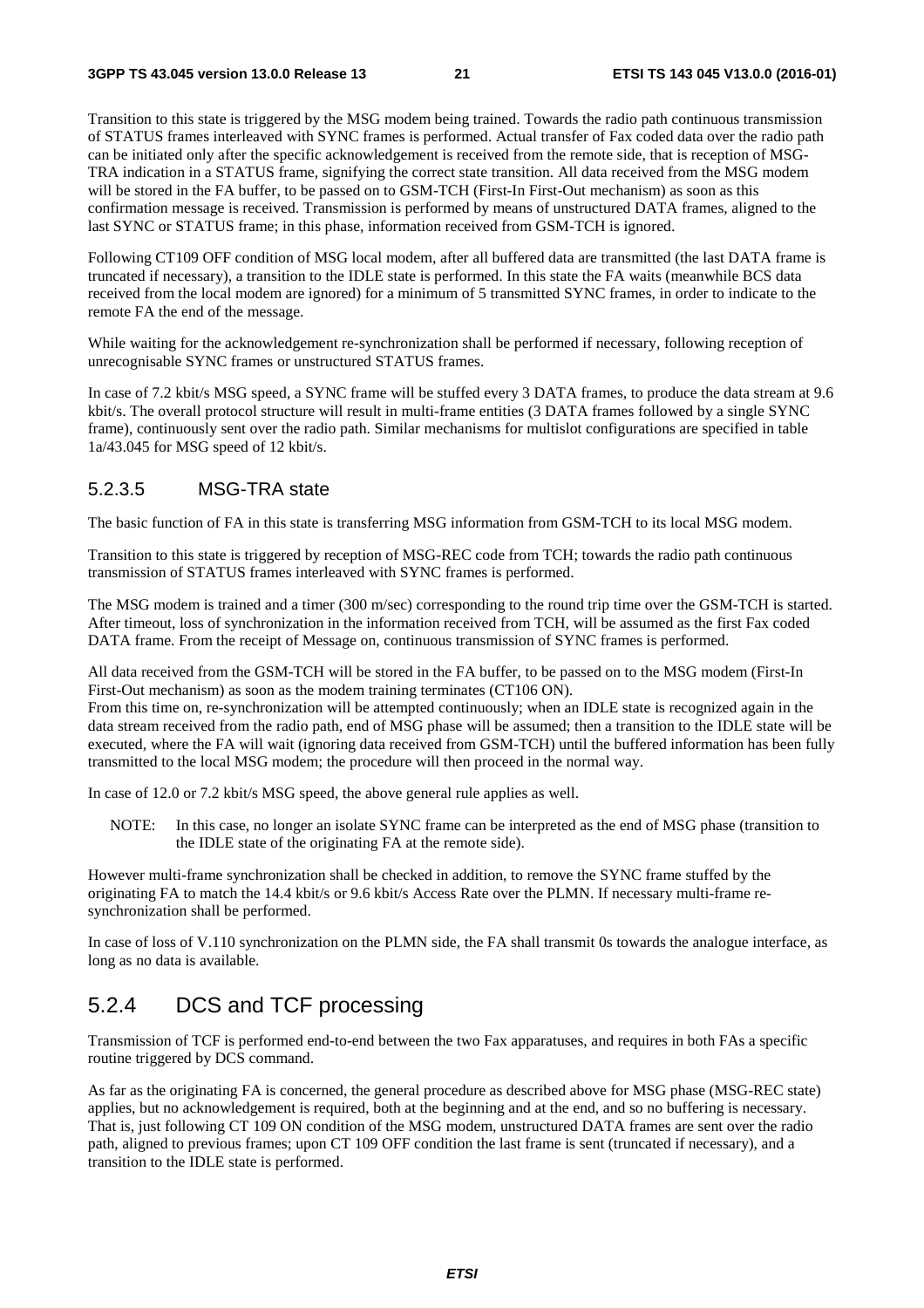Transition to this state is triggered by the MSG modem being trained. Towards the radio path continuous transmission of STATUS frames interleaved with SYNC frames is performed. Actual transfer of Fax coded data over the radio path can be initiated only after the specific acknowledgement is received from the remote side, that is reception of MSG-TRA indication in a STATUS frame, signifying the correct state transition. All data received from the MSG modem will be stored in the FA buffer, to be passed on to GSM-TCH (First-In First-Out mechanism) as soon as this confirmation message is received. Transmission is performed by means of unstructured DATA frames, aligned to the last SYNC or STATUS frame; in this phase, information received from GSM-TCH is ignored.

Following CT109 OFF condition of MSG local modem, after all buffered data are transmitted (the last DATA frame is truncated if necessary), a transition to the IDLE state is performed. In this state the FA waits (meanwhile BCS data received from the local modem are ignored) for a minimum of 5 transmitted SYNC frames, in order to indicate to the remote FA the end of the message.

While waiting for the acknowledgement re-synchronization shall be performed if necessary, following reception of unrecognisable SYNC frames or unstructured STATUS frames.

In case of 7.2 kbit/s MSG speed, a SYNC frame will be stuffed every 3 DATA frames, to produce the data stream at 9.6 kbit/s. The overall protocol structure will result in multi-frame entities (3 DATA frames followed by a single SYNC frame), continuously sent over the radio path. Similar mechanisms for multislot configurations are specified in table 1a/43.045 for MSG speed of 12 kbit/s.

#### 5.2.3.5 MSG-TRA state

The basic function of FA in this state is transferring MSG information from GSM-TCH to its local MSG modem.

Transition to this state is triggered by reception of MSG-REC code from TCH; towards the radio path continuous transmission of STATUS frames interleaved with SYNC frames is performed.

The MSG modem is trained and a timer (300 m/sec) corresponding to the round trip time over the GSM-TCH is started. After timeout, loss of synchronization in the information received from TCH, will be assumed as the first Fax coded DATA frame. From the receipt of Message on, continuous transmission of SYNC frames is performed.

All data received from the GSM-TCH will be stored in the FA buffer, to be passed on to the MSG modem (First-In First-Out mechanism) as soon as the modem training terminates (CT106 ON).
From this time on, re-synchronization will be attempted continuously; when an IDLE state is recognized again in the data stream received from the radio path, end of MSG phase will be assumed; then a transition to the IDLE state will be executed, where the FA will wait (ignoring data received from GSM-TCH) until the buffered information has been fully transmitted to the local MSG modem; the procedure will then proceed in the normal way.

In case of 12.0 or 7.2 kbit/s MSG speed, the above general rule applies as well.

NOTE: In this case, no longer an isolate SYNC frame can be interpreted as the end of MSG phase (transition to the IDLE state of the originating FA at the remote side).

However multi-frame synchronization shall be checked in addition, to remove the SYNC frame stuffed by the originating FA to match the 14.4 kbit/s or 9.6 kbit/s Access Rate over the PLMN. If necessary multi-frame re-synchronization shall be performed.

In case of loss of V.110 synchronization on the PLMN side, the FA shall transmit 0s towards the analogue interface, as long as no data is available.

### 5.2.4 DCS and TCF processing

Transmission of TCF is performed end-to-end between the two Fax apparatuses, and requires in both FAs a specific routine triggered by DCS command.

As far as the originating FA is concerned, the general procedure as described above for MSG phase (MSG-REC state) applies, but no acknowledgement is required, both at the beginning and at the end, and so no buffering is necessary. That is, just following CT 109 ON condition of the MSG modem, unstructured DATA frames are sent over the radio path, aligned to previous frames; upon CT 109 OFF condition the last frame is sent (truncated if necessary), and a transition to the IDLE state is performed.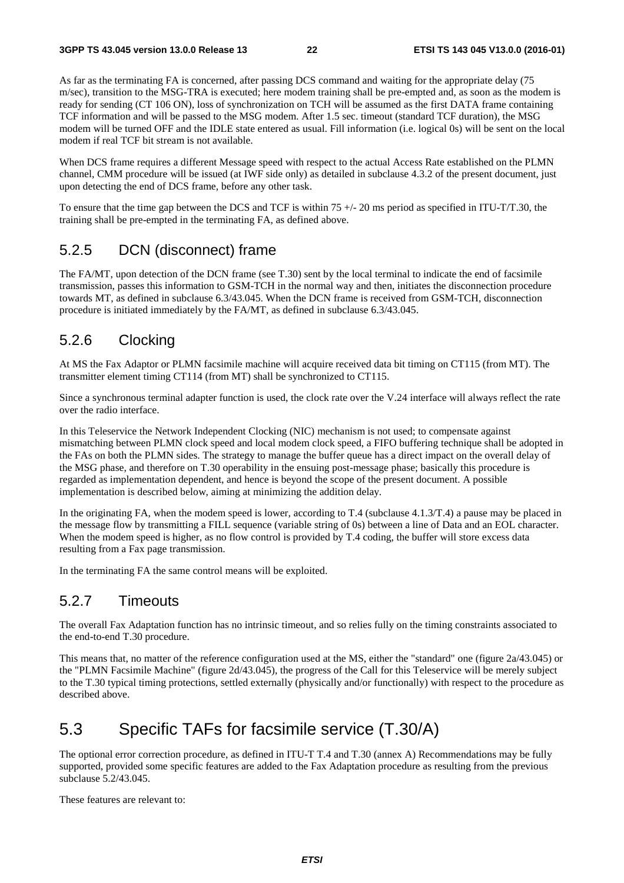As far as the terminating FA is concerned, after passing DCS command and waiting for the appropriate delay (75 m/sec), transition to the MSG-TRA is executed; here modem training shall be pre-empted and, as soon as the modem is ready for sending (CT 106 ON), loss of synchronization on TCH will be assumed as the first DATA frame containing TCF information and will be passed to the MSG modem. After 1.5 sec. timeout (standard TCF duration), the MSG modem will be turned OFF and the IDLE state entered as usual. Fill information (i.e. logical 0s) will be sent on the local modem if real TCF bit stream is not available.

When DCS frame requires a different Message speed with respect to the actual Access Rate established on the PLMN channel, CMM procedure will be issued (at IWF side only) as detailed in subclause 4.3.2 of the present document, just upon detecting the end of DCS frame, before any other task.

To ensure that the time gap between the DCS and TCF is within 75 +/- 20 ms period as specified in ITU-T/T.30, the training shall be pre-empted in the terminating FA, as defined above.

## 5.2.5 DCN (disconnect) frame

The FA/MT, upon detection of the DCN frame (see T.30) sent by the local terminal to indicate the end of facsimile transmission, passes this information to GSM-TCH in the normal way and then, initiates the disconnection procedure towards MT, as defined in subclause 6.3/43.045. When the DCN frame is received from GSM-TCH, disconnection procedure is initiated immediately by the FA/MT, as defined in subclause 6.3/43.045.

## 5.2.6 Clocking

At MS the Fax Adaptor or PLMN facsimile machine will acquire received data bit timing on CT115 (from MT). The transmitter element timing CT114 (from MT) shall be synchronized to CT115.

Since a synchronous terminal adapter function is used, the clock rate over the V.24 interface will always reflect the rate over the radio interface.

In this Teleservice the Network Independent Clocking (NIC) mechanism is not used; to compensate against mismatching between PLMN clock speed and local modem clock speed, a FIFO buffering technique shall be adopted in the FAs on both the PLMN sides. The strategy to manage the buffer queue has a direct impact on the overall delay of the MSG phase, and therefore on T.30 operability in the ensuing post-message phase; basically this procedure is regarded as implementation dependent, and hence is beyond the scope of the present document. A possible implementation is described below, aiming at minimizing the addition delay.

In the originating FA, when the modem speed is lower, according to T.4 (subclause 4.1.3/T.4) a pause may be placed in the message flow by transmitting a FILL sequence (variable string of 0s) between a line of Data and an EOL character. When the modem speed is higher, as no flow control is provided by T.4 coding, the buffer will store excess data resulting from a Fax page transmission.

In the terminating FA the same control means will be exploited.

## 5.2.7 Timeouts

The overall Fax Adaptation function has no intrinsic timeout, and so relies fully on the timing constraints associated to the end-to-end T.30 procedure.

This means that, no matter of the reference configuration used at the MS, either the "standard" one (figure 2a/43.045) or the "PLMN Facsimile Machine" (figure 2d/43.045), the progress of the Call for this Teleservice will be merely subject to the T.30 typical timing protections, settled externally (physically and/or functionally) with respect to the procedure as described above.

# 5.3 Specific TAFs for facsimile service (T.30/A)

The optional error correction procedure, as defined in ITU-T T.4 and T.30 (annex A) Recommendations may be fully supported, provided some specific features are added to the Fax Adaptation procedure as resulting from the previous subclause 5.2/43.045.

These features are relevant to: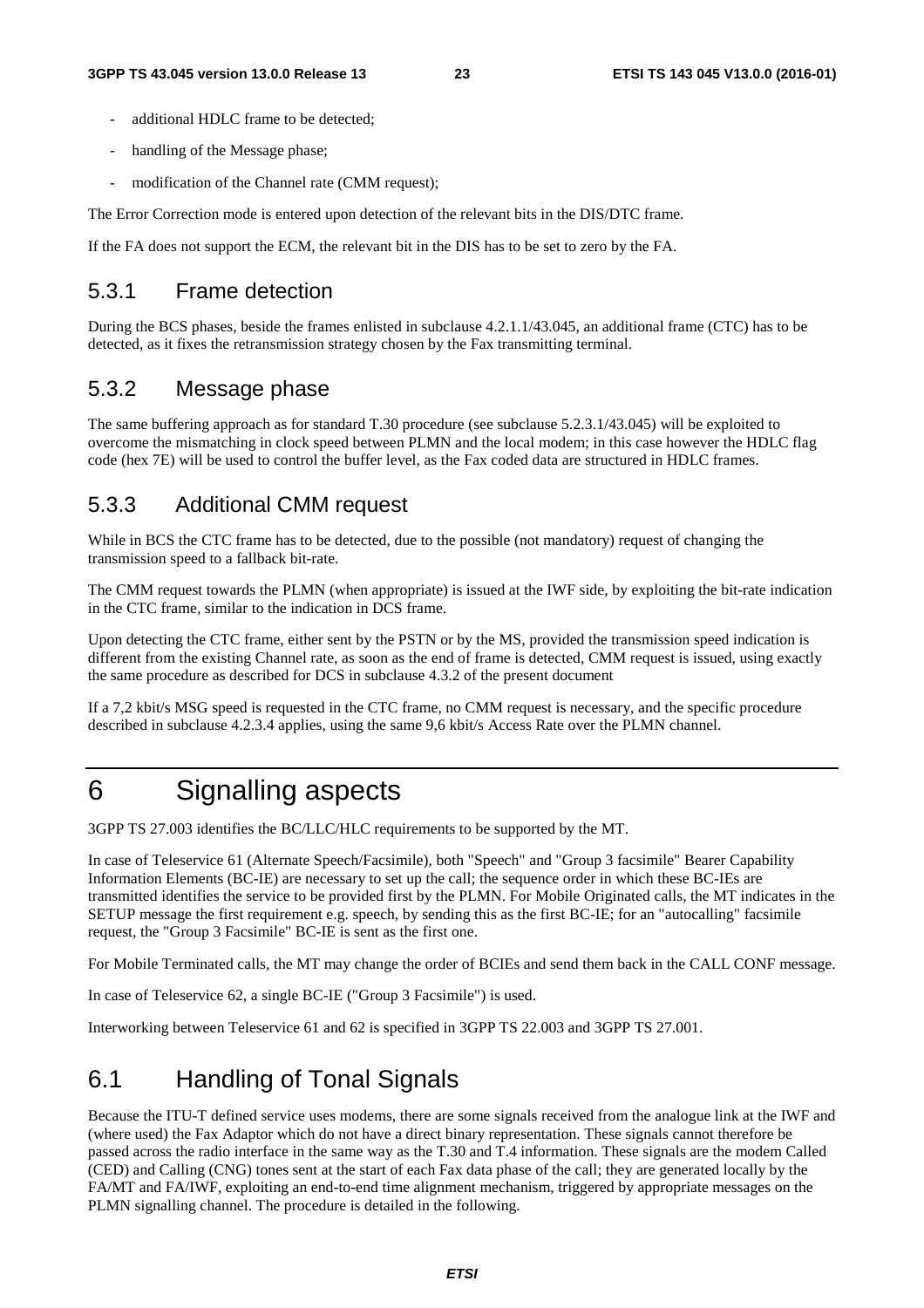- additional HDLC frame to be detected;
- handling of the Message phase;
- modification of the Channel rate (CMM request);

The Error Correction mode is entered upon detection of the relevant bits in the DIS/DTC frame.

If the FA does not support the ECM, the relevant bit in the DIS has to be set to zero by the FA.

## 5.3.1 Frame detection

During the BCS phases, beside the frames enlisted in subclause 4.2.1.1/43.045, an additional frame (CTC) has to be detected, as it fixes the retransmission strategy chosen by the Fax transmitting terminal.

## 5.3.2 Message phase

The same buffering approach as for standard T.30 procedure (see subclause 5.2.3.1/43.045) will be exploited to overcome the mismatching in clock speed between PLMN and the local modem; in this case however the HDLC flag code (hex 7E) will be used to control the buffer level, as the Fax coded data are structured in HDLC frames.

## 5.3.3 Additional CMM request

While in BCS the CTC frame has to be detected, due to the possible (not mandatory) request of changing the transmission speed to a fallback bit-rate.

The CMM request towards the PLMN (when appropriate) is issued at the IWF side, by exploiting the bit-rate indication in the CTC frame, similar to the indication in DCS frame.

Upon detecting the CTC frame, either sent by the PSTN or by the MS, provided the transmission speed indication is different from the existing Channel rate, as soon as the end of frame is detected, CMM request is issued, using exactly the same procedure as described for DCS in subclause 4.3.2 of the present document

If a 7,2 kbit/s MSG speed is requested in the CTC frame, no CMM request is necessary, and the specific procedure described in subclause 4.2.3.4 applies, using the same 9,6 kbit/s Access Rate over the PLMN channel.

# 6 Signalling aspects

3GPP TS 27.003 identifies the BC/LLC/HLC requirements to be supported by the MT.

In case of Teleservice 61 (Alternate Speech/Facsimile), both "Speech" and "Group 3 facsimile" Bearer Capability Information Elements (BC-IE) are necessary to set up the call; the sequence order in which these BC-IEs are transmitted identifies the service to be provided first by the PLMN. For Mobile Originated calls, the MT indicates in the SETUP message the first requirement e.g. speech, by sending this as the first BC-IE; for an "autocalling" facsimile request, the "Group 3 Facsimile" BC-IE is sent as the first one.

For Mobile Terminated calls, the MT may change the order of BCIEs and send them back in the CALL CONF message.

In case of Teleservice 62, a single BC-IE ("Group 3 Facsimile") is used.

Interworking between Teleservice 61 and 62 is specified in 3GPP TS 22.003 and 3GPP TS 27.001.

## 6.1 Handling of Tonal Signals

Because the ITU-T defined service uses modems, there are some signals received from the analogue link at the IWF and (where used) the Fax Adaptor which do not have a direct binary representation. These signals cannot therefore be passed across the radio interface in the same way as the T.30 and T.4 information. These signals are the modem Called (CED) and Calling (CNG) tones sent at the start of each Fax data phase of the call; they are generated locally by the FA/MT and FA/IWF, exploiting an end-to-end time alignment mechanism, triggered by appropriate messages on the PLMN signalling channel. The procedure is detailed in the following.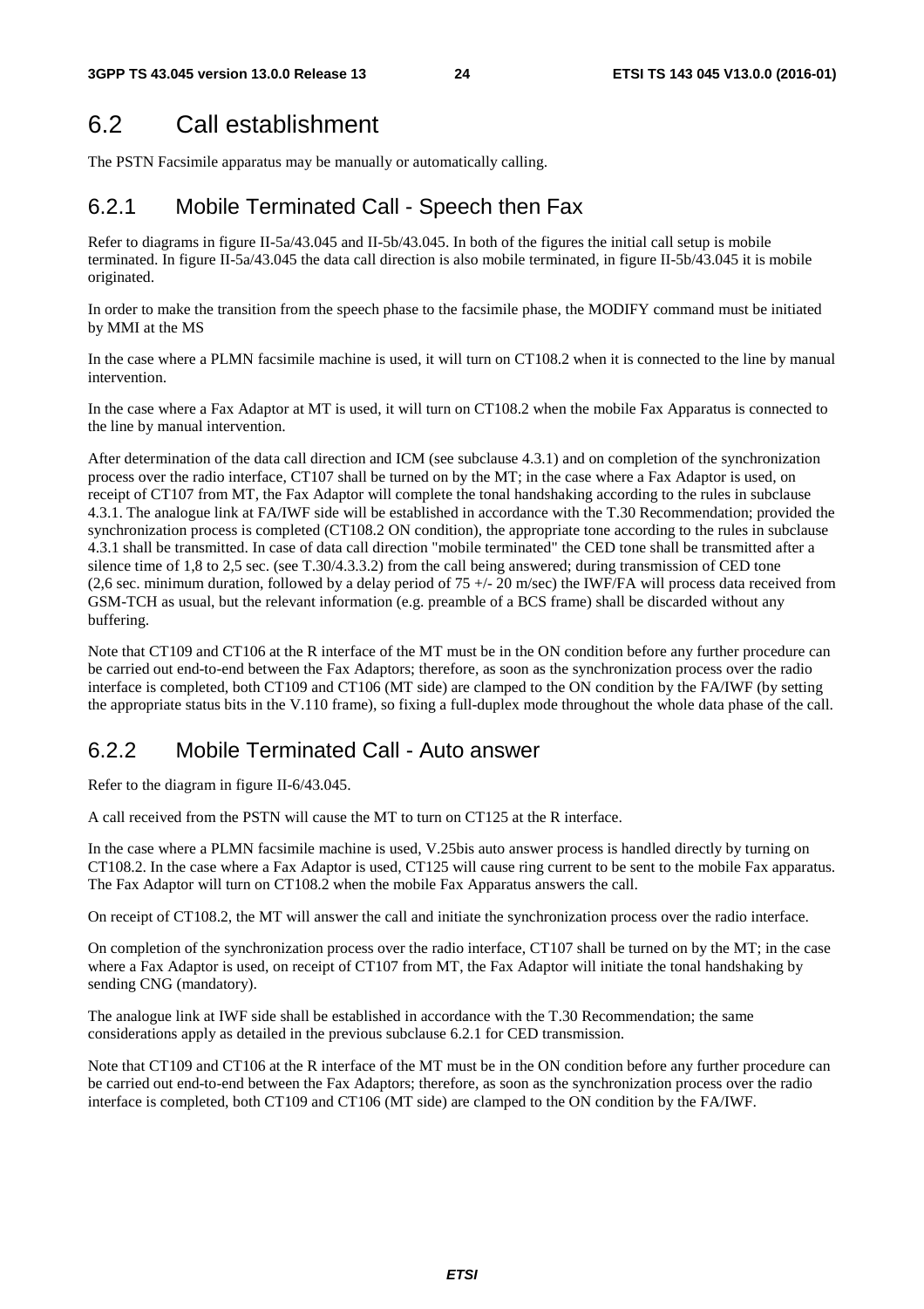## 6.2 Call establishment

The PSTN Facsimile apparatus may be manually or automatically calling.

### 6.2.1 Mobile Terminated Call - Speech then Fax

Refer to diagrams in figure II-5a/43.045 and II-5b/43.045. In both of the figures the initial call setup is mobile terminated. In figure II-5a/43.045 the data call direction is also mobile terminated, in figure II-5b/43.045 it is mobile originated.

In order to make the transition from the speech phase to the facsimile phase, the MODIFY command must be initiated by MMI at the MS

In the case where a PLMN facsimile machine is used, it will turn on CT108.2 when it is connected to the line by manual intervention.

In the case where a Fax Adaptor at MT is used, it will turn on CT108.2 when the mobile Fax Apparatus is connected to the line by manual intervention.

After determination of the data call direction and ICM (see subclause 4.3.1) and on completion of the synchronization process over the radio interface, CT107 shall be turned on by the MT; in the case where a Fax Adaptor is used, on receipt of CT107 from MT, the Fax Adaptor will complete the tonal handshaking according to the rules in subclause 4.3.1. The analogue link at FA/IWF side will be established in accordance with the T.30 Recommendation; provided the synchronization process is completed (CT108.2 ON condition), the appropriate tone according to the rules in subclause 4.3.1 shall be transmitted. In case of data call direction "mobile terminated" the CED tone shall be transmitted after a silence time of 1,8 to 2,5 sec. (see T.30/4.3.3.2) from the call being answered; during transmission of CED tone (2,6 sec. minimum duration, followed by a delay period of 75 +/- 20 m/sec) the IWF/FA will process data received from GSM-TCH as usual, but the relevant information (e.g. preamble of a BCS frame) shall be discarded without any buffering.

Note that CT109 and CT106 at the R interface of the MT must be in the ON condition before any further procedure can be carried out end-to-end between the Fax Adaptors; therefore, as soon as the synchronization process over the radio interface is completed, both CT109 and CT106 (MT side) are clamped to the ON condition by the FA/IWF (by setting the appropriate status bits in the V.110 frame), so fixing a full-duplex mode throughout the whole data phase of the call.

### 6.2.2 Mobile Terminated Call - Auto answer

Refer to the diagram in figure II-6/43.045.

A call received from the PSTN will cause the MT to turn on CT125 at the R interface.

In the case where a PLMN facsimile machine is used, V.25bis auto answer process is handled directly by turning on CT108.2. In the case where a Fax Adaptor is used, CT125 will cause ring current to be sent to the mobile Fax apparatus. The Fax Adaptor will turn on CT108.2 when the mobile Fax Apparatus answers the call.

On receipt of CT108.2, the MT will answer the call and initiate the synchronization process over the radio interface.

On completion of the synchronization process over the radio interface, CT107 shall be turned on by the MT; in the case where a Fax Adaptor is used, on receipt of CT107 from MT, the Fax Adaptor will initiate the tonal handshaking by sending CNG (mandatory).

The analogue link at IWF side shall be established in accordance with the T.30 Recommendation; the same considerations apply as detailed in the previous subclause 6.2.1 for CED transmission.

Note that CT109 and CT106 at the R interface of the MT must be in the ON condition before any further procedure can be carried out end-to-end between the Fax Adaptors; therefore, as soon as the synchronization process over the radio interface is completed, both CT109 and CT106 (MT side) are clamped to the ON condition by the FA/IWF.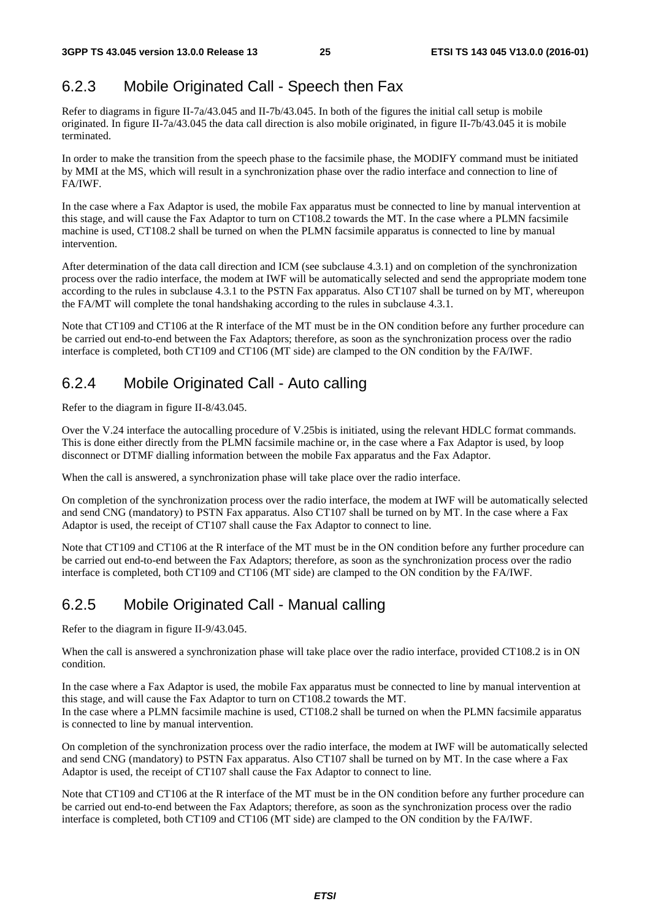### 6.2.3 Mobile Originated Call - Speech then Fax

Refer to diagrams in figure II-7a/43.045 and II-7b/43.045. In both of the figures the initial call setup is mobile originated. In figure II-7a/43.045 the data call direction is also mobile originated, in figure II-7b/43.045 it is mobile terminated.

In order to make the transition from the speech phase to the facsimile phase, the MODIFY command must be initiated by MMI at the MS, which will result in a synchronization phase over the radio interface and connection to line of FA/IWF.

In the case where a Fax Adaptor is used, the mobile Fax apparatus must be connected to line by manual intervention at this stage, and will cause the Fax Adaptor to turn on CT108.2 towards the MT. In the case where a PLMN facsimile machine is used, CT108.2 shall be turned on when the PLMN facsimile apparatus is connected to line by manual intervention.

After determination of the data call direction and ICM (see subclause 4.3.1) and on completion of the synchronization process over the radio interface, the modem at IWF will be automatically selected and send the appropriate modem tone according to the rules in subclause 4.3.1 to the PSTN Fax apparatus. Also CT107 shall be turned on by MT, whereupon the FA/MT will complete the tonal handshaking according to the rules in subclause 4.3.1.

Note that CT109 and CT106 at the R interface of the MT must be in the ON condition before any further procedure can be carried out end-to-end between the Fax Adaptors; therefore, as soon as the synchronization process over the radio interface is completed, both CT109 and CT106 (MT side) are clamped to the ON condition by the FA/IWF.

### 6.2.4 Mobile Originated Call - Auto calling

Refer to the diagram in figure II-8/43.045.

Over the V.24 interface the autocalling procedure of V.25bis is initiated, using the relevant HDLC format commands. This is done either directly from the PLMN facsimile machine or, in the case where a Fax Adaptor is used, by loop disconnect or DTMF dialling information between the mobile Fax apparatus and the Fax Adaptor.

When the call is answered, a synchronization phase will take place over the radio interface.

On completion of the synchronization process over the radio interface, the modem at IWF will be automatically selected and send CNG (mandatory) to PSTN Fax apparatus. Also CT107 shall be turned on by MT. In the case where a Fax Adaptor is used, the receipt of CT107 shall cause the Fax Adaptor to connect to line.

Note that CT109 and CT106 at the R interface of the MT must be in the ON condition before any further procedure can be carried out end-to-end between the Fax Adaptors; therefore, as soon as the synchronization process over the radio interface is completed, both CT109 and CT106 (MT side) are clamped to the ON condition by the FA/IWF.

### 6.2.5 Mobile Originated Call - Manual calling

Refer to the diagram in figure II-9/43.045.

When the call is answered a synchronization phase will take place over the radio interface, provided CT108.2 is in ON condition.

In the case where a Fax Adaptor is used, the mobile Fax apparatus must be connected to line by manual intervention at this stage, and will cause the Fax Adaptor to turn on CT108.2 towards the MT.
In the case where a PLMN facsimile machine is used, CT108.2 shall be turned on when the PLMN facsimile apparatus is connected to line by manual intervention.

On completion of the synchronization process over the radio interface, the modem at IWF will be automatically selected and send CNG (mandatory) to PSTN Fax apparatus. Also CT107 shall be turned on by MT. In the case where a Fax Adaptor is used, the receipt of CT107 shall cause the Fax Adaptor to connect to line.

Note that CT109 and CT106 at the R interface of the MT must be in the ON condition before any further procedure can be carried out end-to-end between the Fax Adaptors; therefore, as soon as the synchronization process over the radio interface is completed, both CT109 and CT106 (MT side) are clamped to the ON condition by the FA/IWF.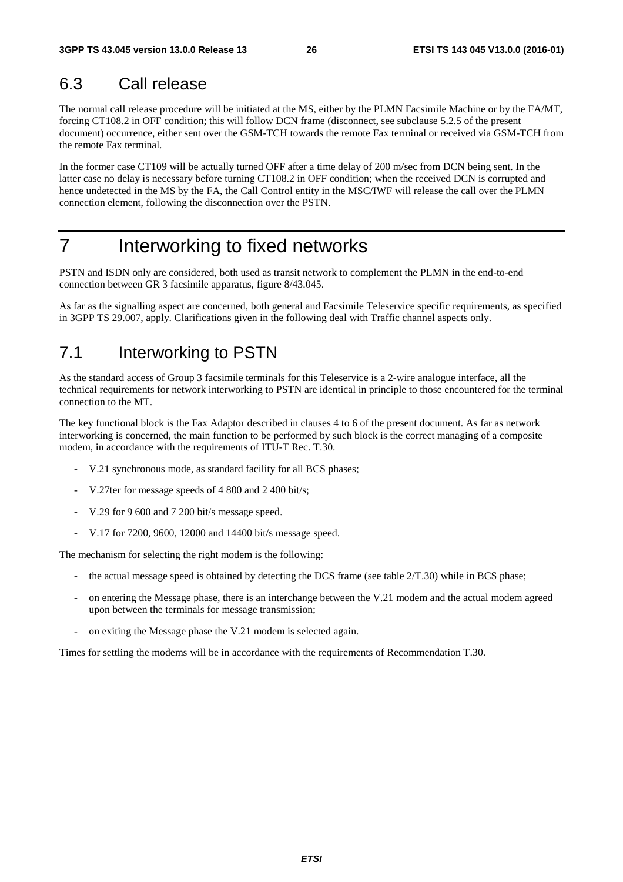## 6.3 Call release

The normal call release procedure will be initiated at the MS, either by the PLMN Facsimile Machine or by the FA/MT, forcing CT108.2 in OFF condition; this will follow DCN frame (disconnect, see subclause 5.2.5 of the present document) occurrence, either sent over the GSM-TCH towards the remote Fax terminal or received via GSM-TCH from the remote Fax terminal.

In the former case CT109 will be actually turned OFF after a time delay of 200 m/sec from DCN being sent. In the latter case no delay is necessary before turning CT108.2 in OFF condition; when the received DCN is corrupted and hence undetected in the MS by the FA, the Call Control entity in the MSC/IWF will release the call over the PLMN connection element, following the disconnection over the PSTN.

# 7 Interworking to fixed networks

PSTN and ISDN only are considered, both used as transit network to complement the PLMN in the end-to-end connection between GR 3 facsimile apparatus, figure 8/43.045.

As far as the signalling aspect are concerned, both general and Facsimile Teleservice specific requirements, as specified in 3GPP TS 29.007, apply. Clarifications given in the following deal with Traffic channel aspects only.

## 7.1 Interworking to PSTN

As the standard access of Group 3 facsimile terminals for this Teleservice is a 2-wire analogue interface, all the technical requirements for network interworking to PSTN are identical in principle to those encountered for the terminal connection to the MT.

The key functional block is the Fax Adaptor described in clauses 4 to 6 of the present document. As far as network interworking is concerned, the main function to be performed by such block is the correct managing of a composite modem, in accordance with the requirements of ITU-T Rec. T.30.

- V.21 synchronous mode, as standard facility for all BCS phases;
- V.27ter for message speeds of 4 800 and 2 400 bit/s;
- V.29 for 9 600 and 7 200 bit/s message speed.
- V.17 for 7200, 9600, 12000 and 14400 bit/s message speed.

The mechanism for selecting the right modem is the following:

- the actual message speed is obtained by detecting the DCS frame (see table 2/T.30) while in BCS phase;
- on entering the Message phase, there is an interchange between the V.21 modem and the actual modem agreed upon between the terminals for message transmission;
- on exiting the Message phase the V.21 modem is selected again.

Times for settling the modems will be in accordance with the requirements of Recommendation T.30.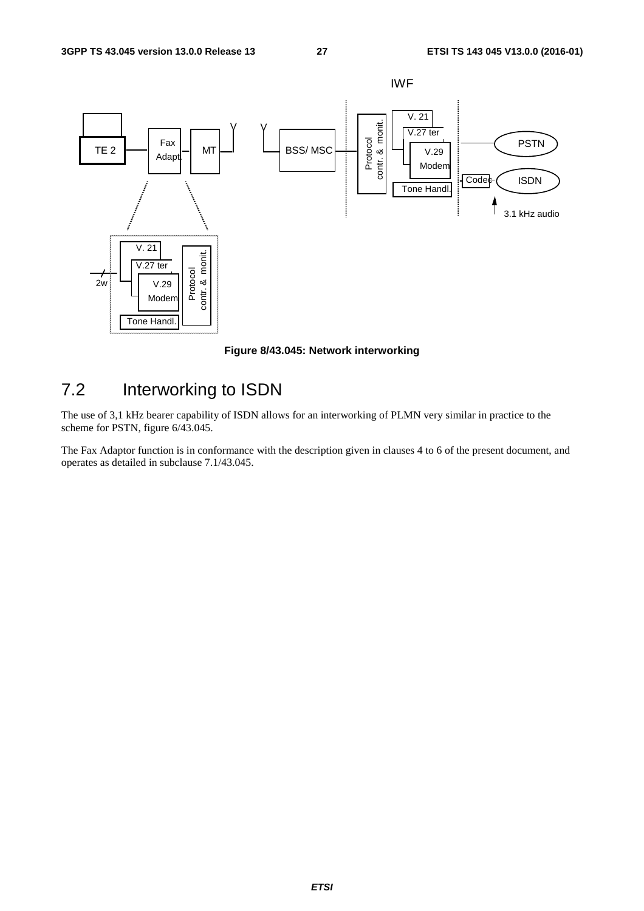Figure 8/43.045: Network interworking

## 7.2 Interworking to ISDN

The use of 3,1 kHz bearer capability of ISDN allows for an interworking of PLMN very similar in practice to the scheme for PSTN, figure 6/43.045.

The Fax Adaptor function is in conformance with the description given in clauses 4 to 6 of the present document, and operates as detailed in subclause 7.1/43.045.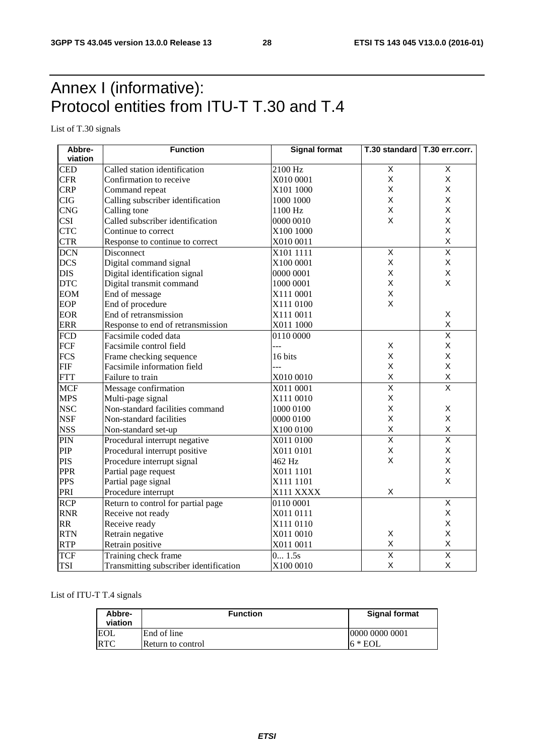# Annex I (informative): Protocol entities from ITU-T T.30 and T.4

List of T.30 signals

| Abbre-viation | Function | Signal format | T.30 standard | T.30 err.corr. |
|---|---|---|---|---|
| CED | Called station identification | 2100 Hz | X | X |
| CFR | Confirmation to receive | X010 0001 | X | X |
| CRP | Command repeat | X101 1000 | X | X |
| CIG | Calling subscriber identification | 1000 1000 | X | X |
| CNG | Calling tone | 1100 Hz | X | X |
| CSI | Called subscriber identification | 0000 0010 | X | X |
| CTC | Continue to correct | X100 1000 | | X |
| CTR | Response to continue to correct | X010 0011 | | X |
| DCN | Disconnect | X101 1111 | X | X |
| DCS | Digital command signal | X100 0001 | X | X |
| DIS | Digital identification signal | 0000 0001 | X | X |
| DTC | Digital transmit command | 1000 0001 | X | X |
| EOM | End of message | X111 0001 | X | |
| EOP | End of procedure | X111 0100 | X | |
| EOR | End of retransmission | X111 0011 | | X |
| ERR | Response to end of retransmission | X011 1000 | | X |
| FCD | Facsimile coded data | 0110 0000 | | X |
| FCF | Facsimile control field | --- | X | X |
| FCS | Frame checking sequence | 16 bits | X | X |
| FIF | Facsimile information field | --- | X | X |
| FTT | Failure to train | X010 0010 | X | X |
| MCF | Message confirmation | X011 0001 | X | X |
| MPS | Multi-page signal | X111 0010 | X | |
| NSC | Non-standard facilities command | 1000 0100 | X | X |
| NSF | Non-standard facilities | 0000 0100 | X | X |
| NSS | Non-standard set-up | X100 0100 | X | X |
| PIN | Procedural interrupt negative | X011 0100 | X | X |
| PIP | Procedural interrupt positive | X011 0101 | X | X |
| PIS | Procedure interrupt signal | 462 Hz | X | X |
| PPR | Partial page request | X011 1101 | | X |
| PPS | Partial page signal | X111 1101 | | X |
| PRI | Procedure interrupt | X111 XXXX | X | |
| RCP | Return to control for partial page | 0110 0001 | | X |
| RNR | Receive not ready | X011 0111 | | X |
| RR | Receive ready | X111 0110 | | X |
| RTN | Retrain negative | X011 0010 | X | X |
| RTP | Retrain positive | X011 0011 | X | X |
| TCF | Training check frame | 0... 1.5s | X | X |
| TSI | Transmitting subscriber identification | X100 0010 | X | X |

List of ITU-T T.4 signals

| Abbre-viation | Function | Signal format |
|---|---|---|
| EOL | End of line | 0000 0000 0001 |
| RTC | Return to control | 6 * EOL |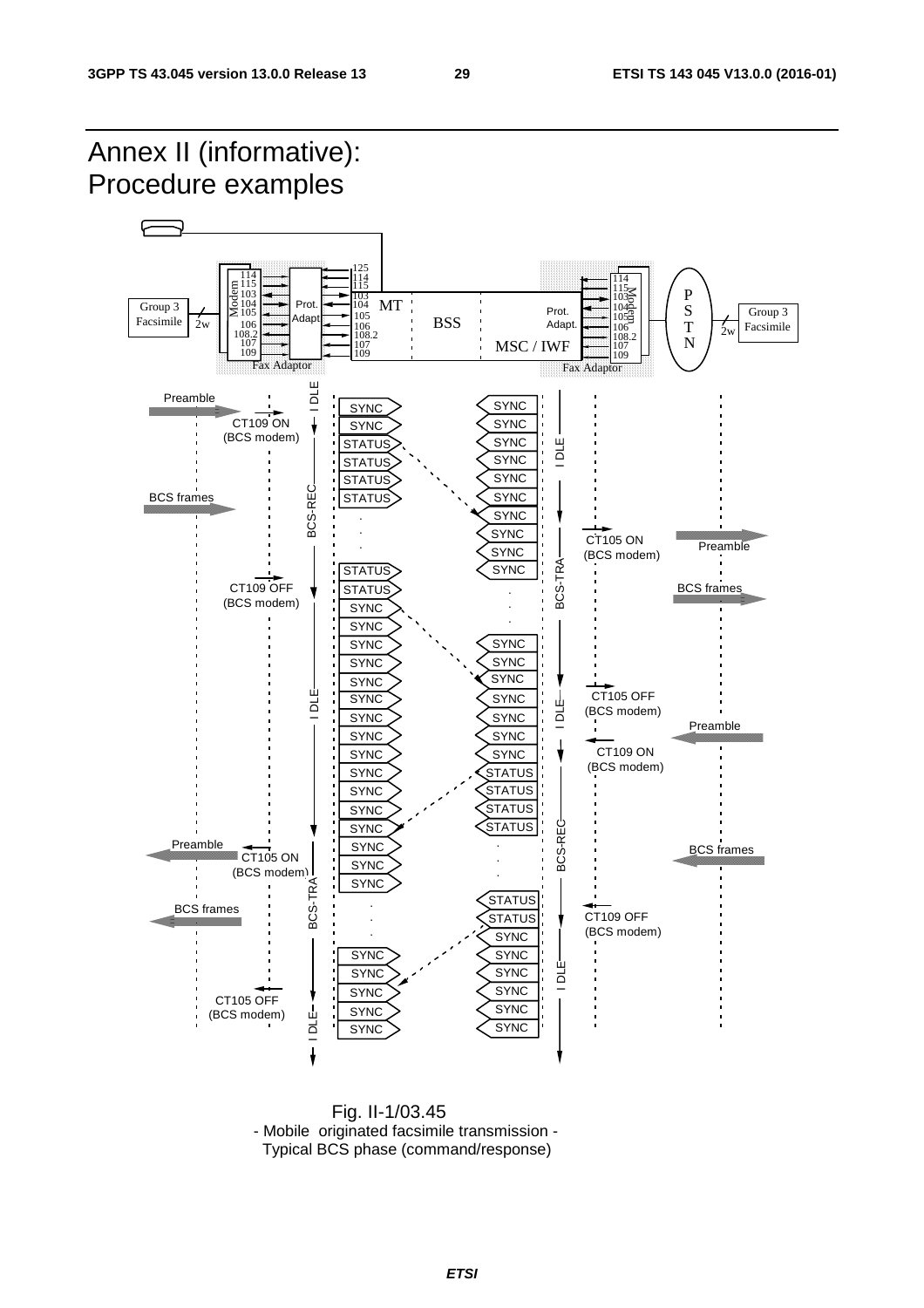# Annex II (informative): Procedure examples

Fig. II-1/03.45
- Mobile originated facsimile transmission -
Typical BCS phase (command/response)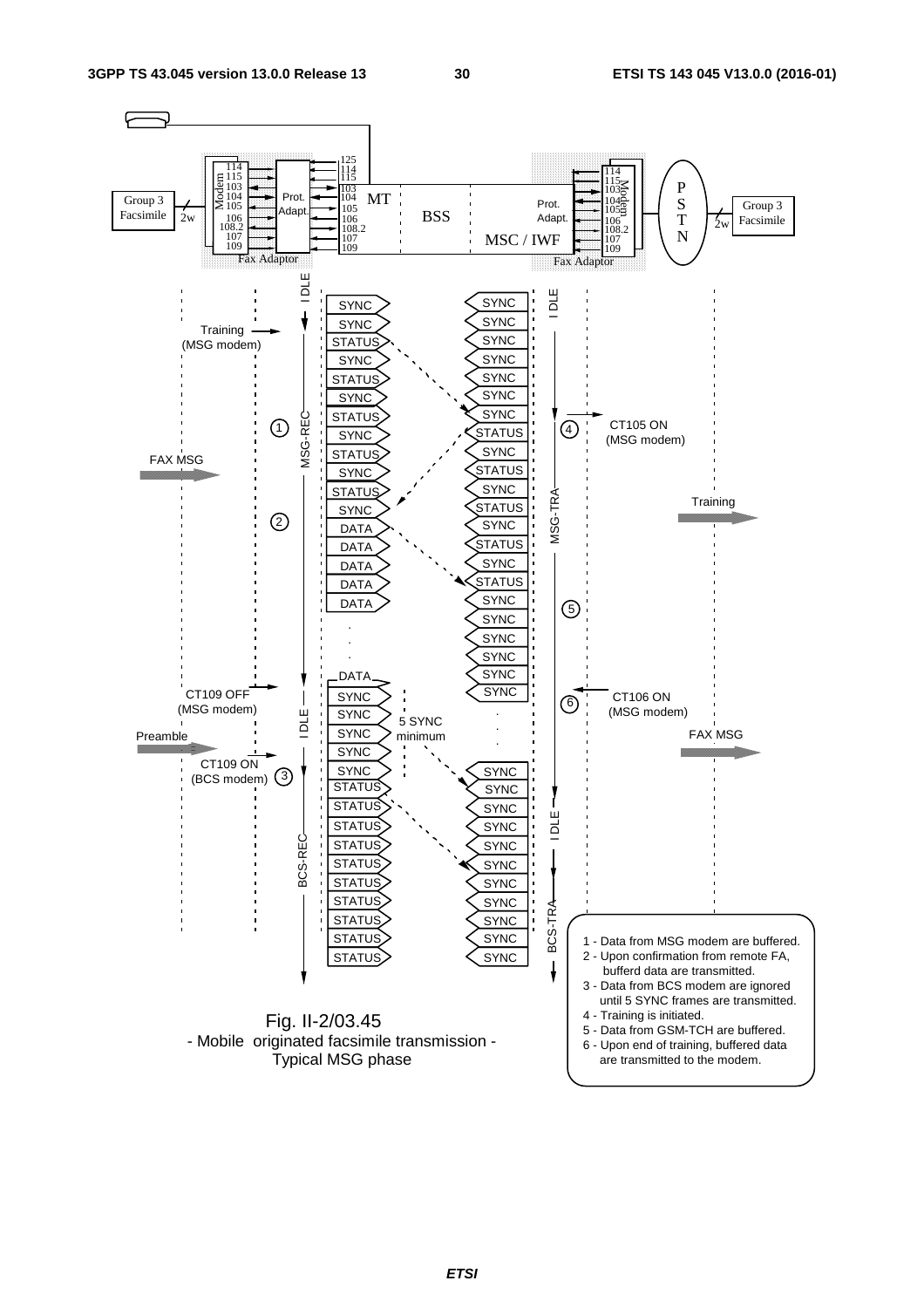Fig. II-2/03.45
- Mobile originated facsimile transmission -
Typical MSG phase

1 - Data from MSG modem are buffered.
2 - Upon confirmation from remote FA, bufferd data are transmitted.
3 - Data from BCS modem are ignored until 5 SYNC frames are transmitted.
4 - Training is initiated.
5 - Data from GSM-TCH are buffered.
6 - Upon end of training, buffered data are transmitted to the modem.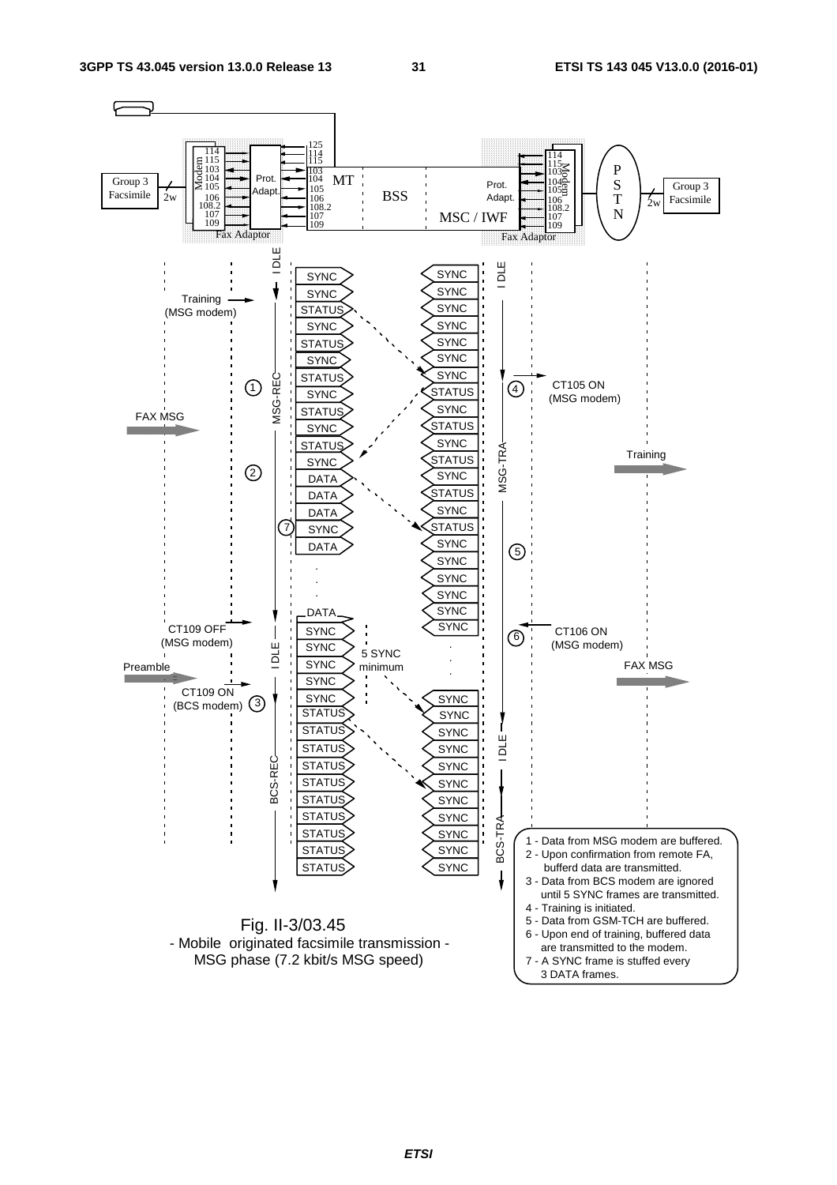Fig. II-3/03.45
- Mobile originated facsimile transmission -
MSG phase (7.2 kbit/s MSG speed)

1 - Data from MSG modem are buffered.
2 - Upon confirmation from remote FA, bufferd data are transmitted.
3 - Data from BCS modem are ignored until 5 SYNC frames are transmitted.
4 - Training is initiated.
5 - Data from GSM-TCH are buffered.
6 - Upon end of training, buffered data are transmitted to the modem.
7 - A SYNC frame is stuffed every 3 DATA frames.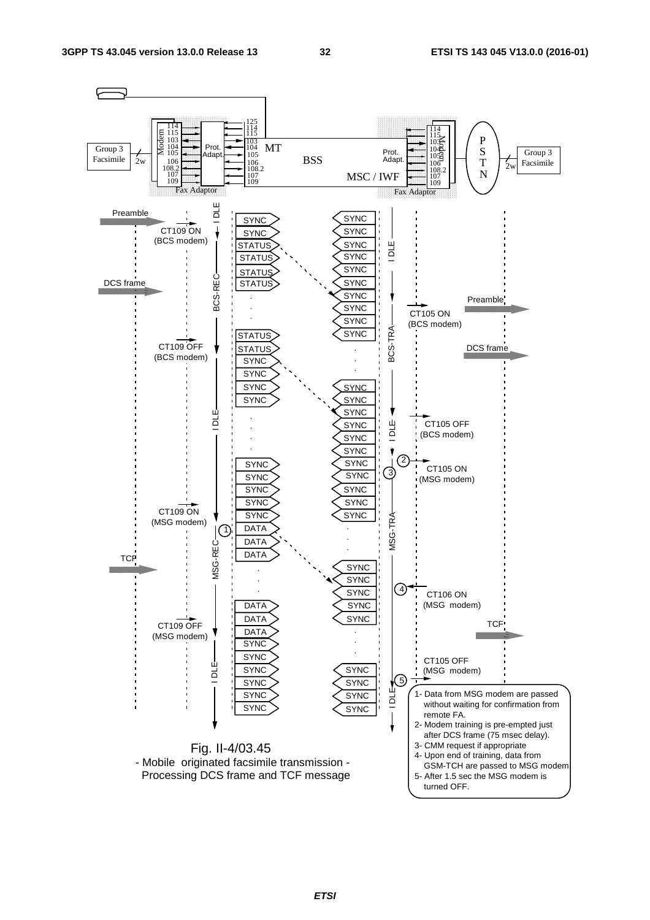Fig. II-4/03.45
- Mobile originated facsimile transmission -
Processing DCS frame and TCF message

1- Data from MSG modem are passed without waiting for confirmation from remote FA.
2- Modem training is pre-empted just after DCS frame (75 msec delay).
3- CMM request if appropriate
4- Upon end of training, data from GSM-TCH are passed to MSG modem.
5- After 1.5 sec the MSG modem is turned OFF.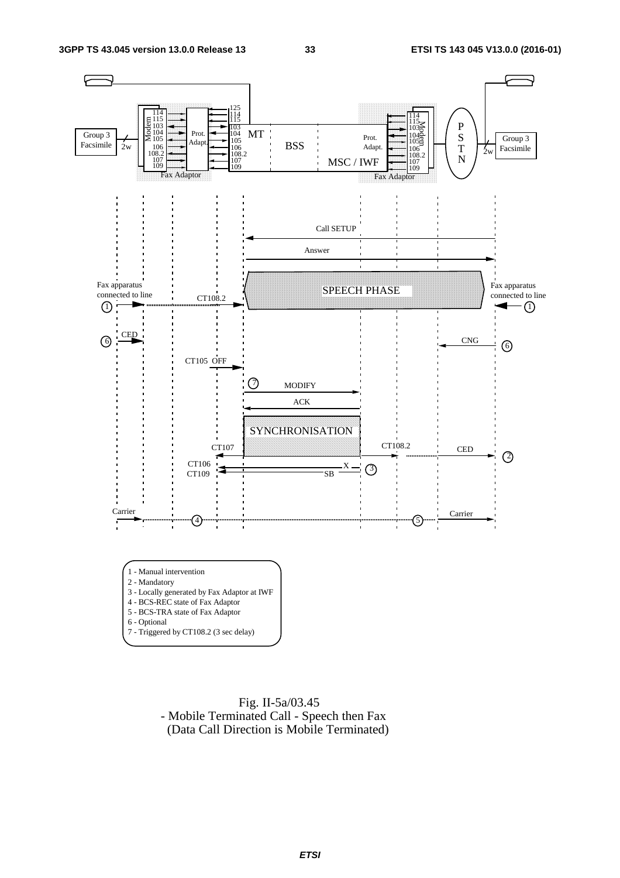1 - Manual intervention
2 - Mandatory
3 - Locally generated by Fax Adaptor at IWF
4 - BCS-REC state of Fax Adaptor
5 - BCS-TRA state of Fax Adaptor
6 - Optional
7 - Triggered by CT108.2 (3 sec delay)

Fig. II-5a/03.45
- Mobile Terminated Call - Speech then Fax
(Data Call Direction is Mobile Terminated)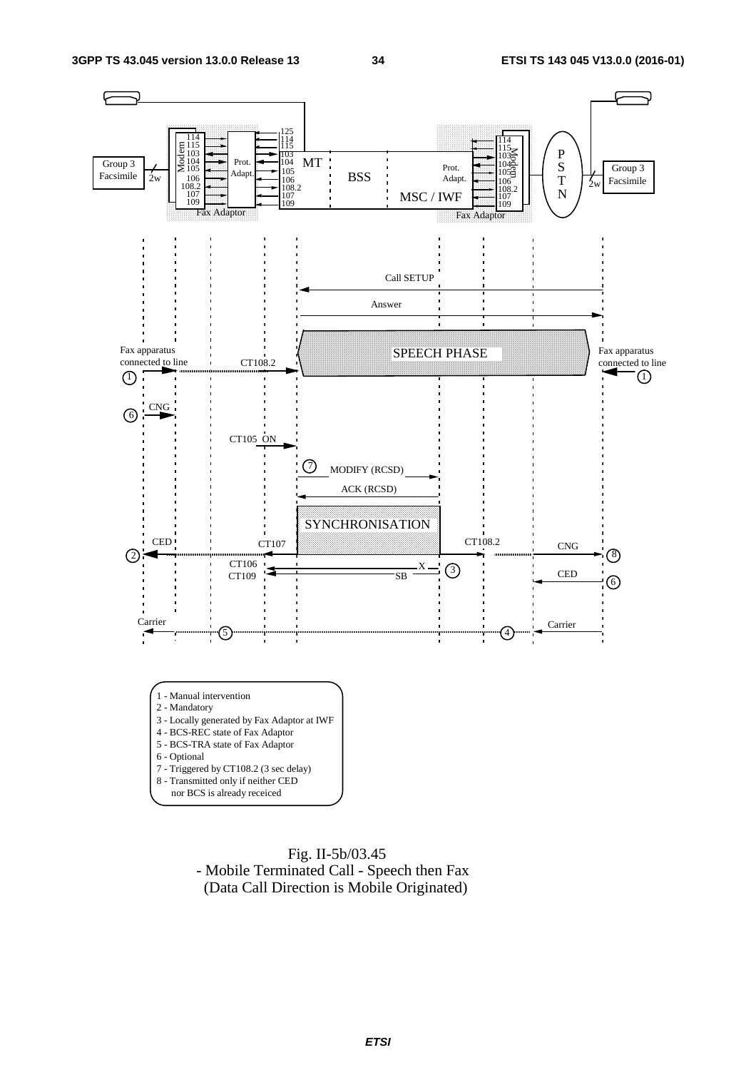1 - Manual intervention
2 - Mandatory
3 - Locally generated by Fax Adaptor at IWF
4 - BCS-REC state of Fax Adaptor
5 - BCS-TRA state of Fax Adaptor
6 - Optional
7 - Triggered by CT108.2 (3 sec delay)
8 - Transmitted only if neither CED nor BCS is already receiced

Fig. II-5b/03.45
- Mobile Terminated Call - Speech then Fax
(Data Call Direction is Mobile Originated)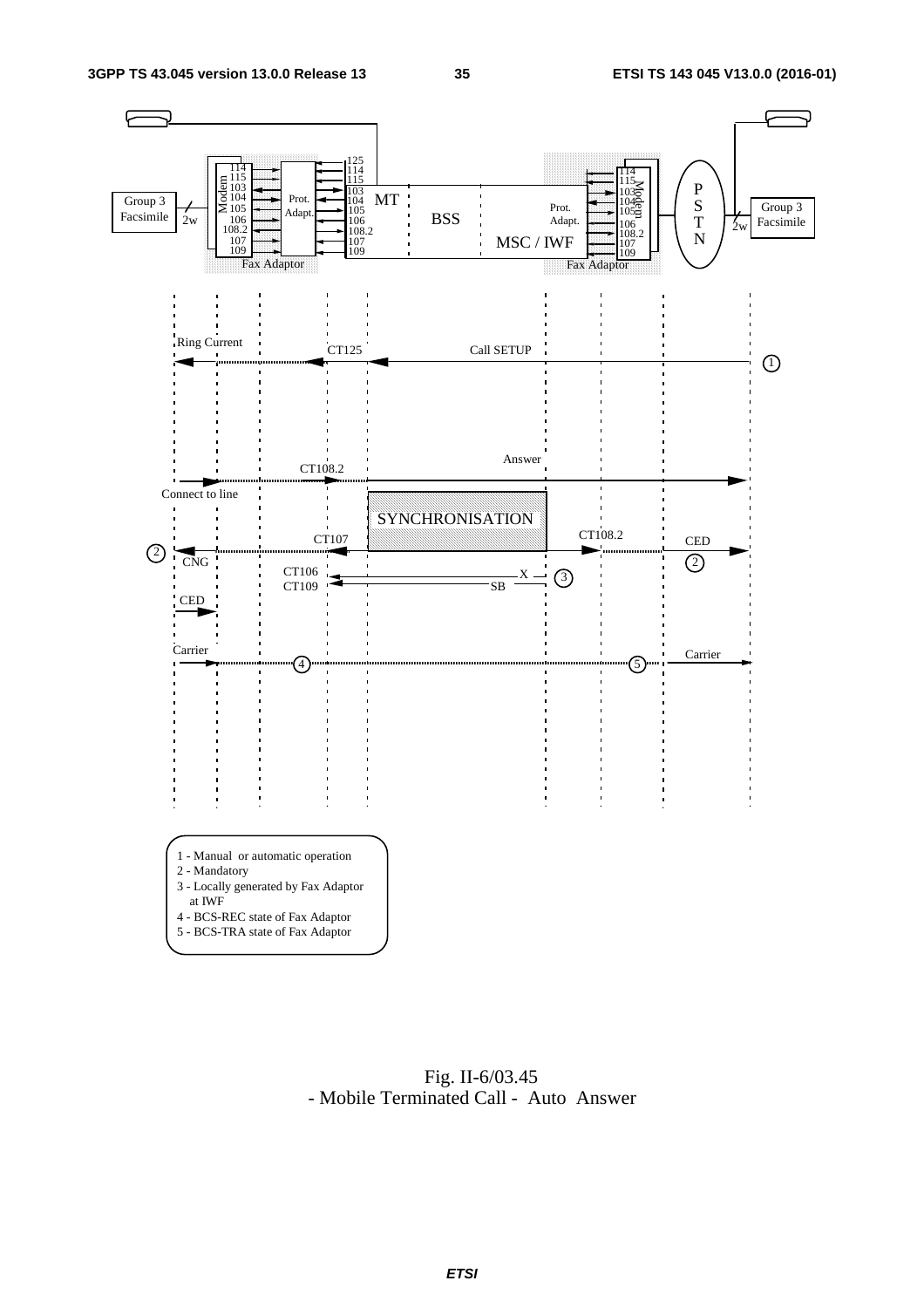1 - Manual or automatic operation
2 - Mandatory
3 - Locally generated by Fax Adaptor at IWF
4 - BCS-REC state of Fax Adaptor
5 - BCS-TRA state of Fax Adaptor

Fig. II-6/03.45
- Mobile Terminated Call - Auto Answer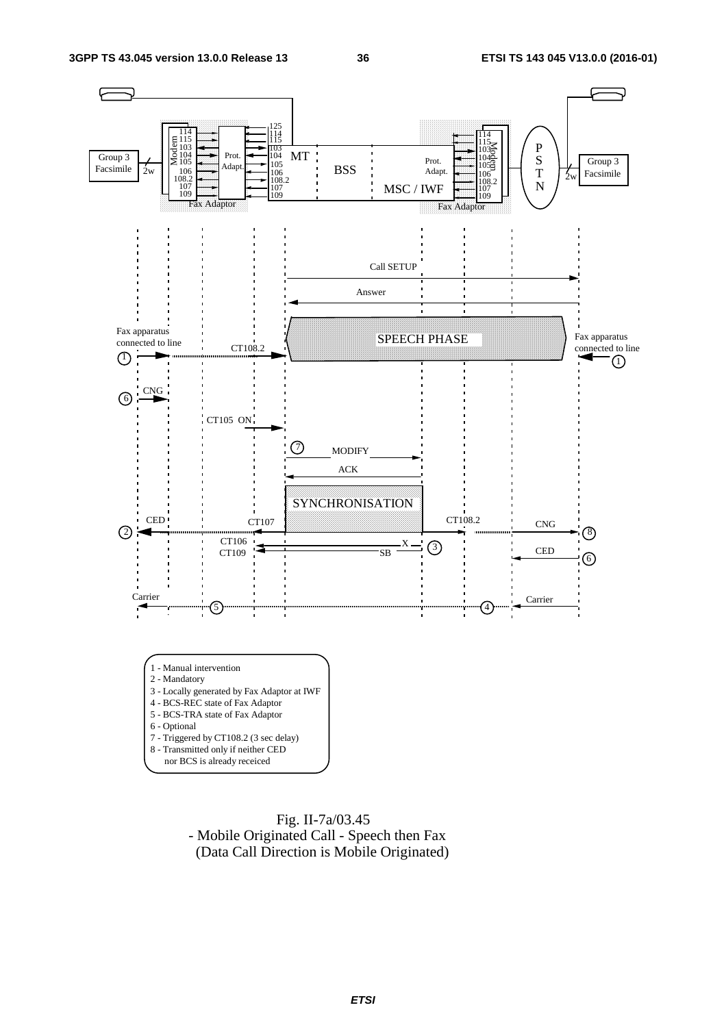1 - Manual intervention
2 - Mandatory
3 - Locally generated by Fax Adaptor at IWF
4 - BCS-REC state of Fax Adaptor
5 - BCS-TRA state of Fax Adaptor
6 - Optional
7 - Triggered by CT108.2 (3 sec delay)
8 - Transmitted only if neither CED nor BCS is already receiced

Fig. II-7a/03.45
- Mobile Originated Call - Speech then Fax
(Data Call Direction is Mobile Originated)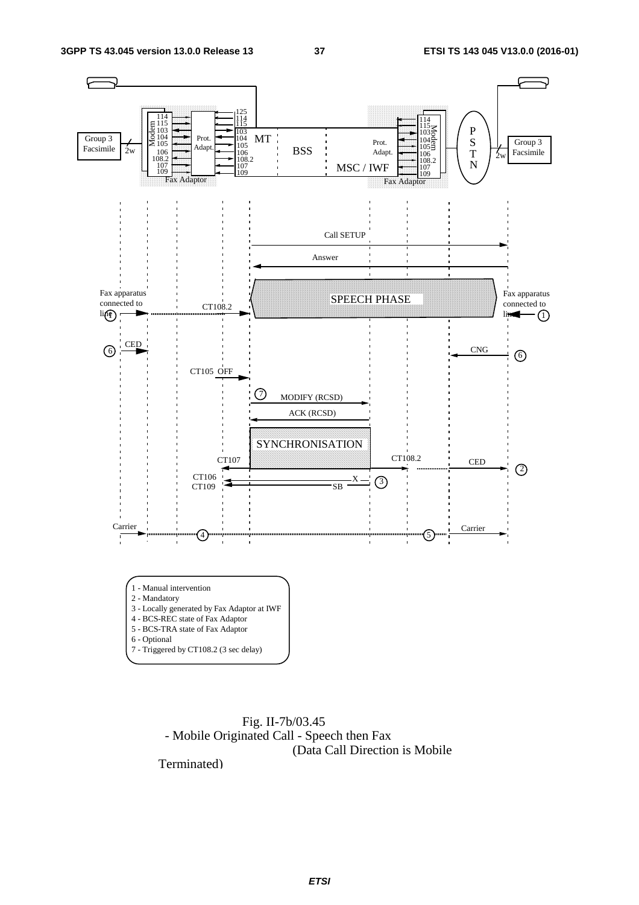Fig. II-7b/03.45
- Mobile Originated Call - Speech then Fax
(Data Call Direction is Mobile Terminated)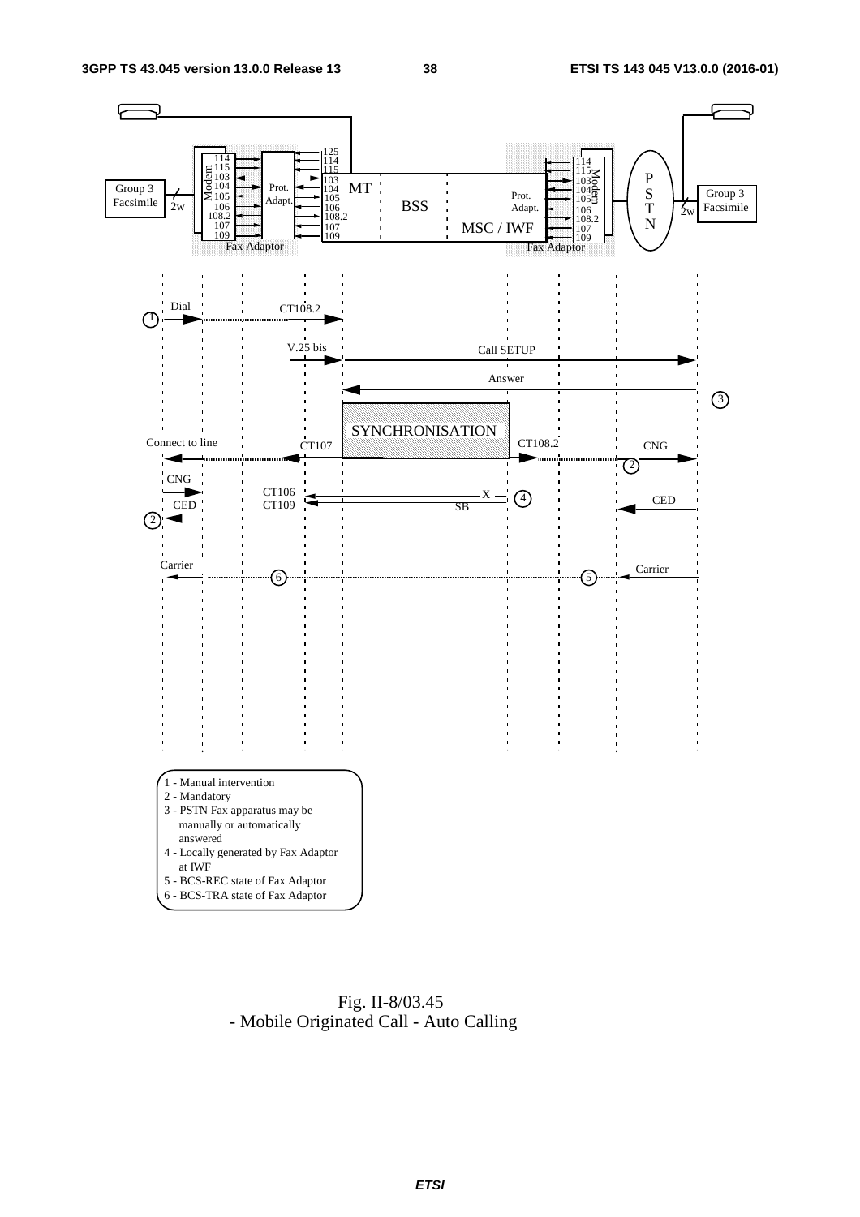Fig. II-8/03.45
- Mobile Originated Call - Auto Calling

1 - Manual intervention
2 - Mandatory
3 - PSTN Fax apparatus may be manually or automatically answered
4 - Locally generated by Fax Adaptor at IWF
5 - BCS-REC state of Fax Adaptor
6 - BCS-TRA state of Fax Adaptor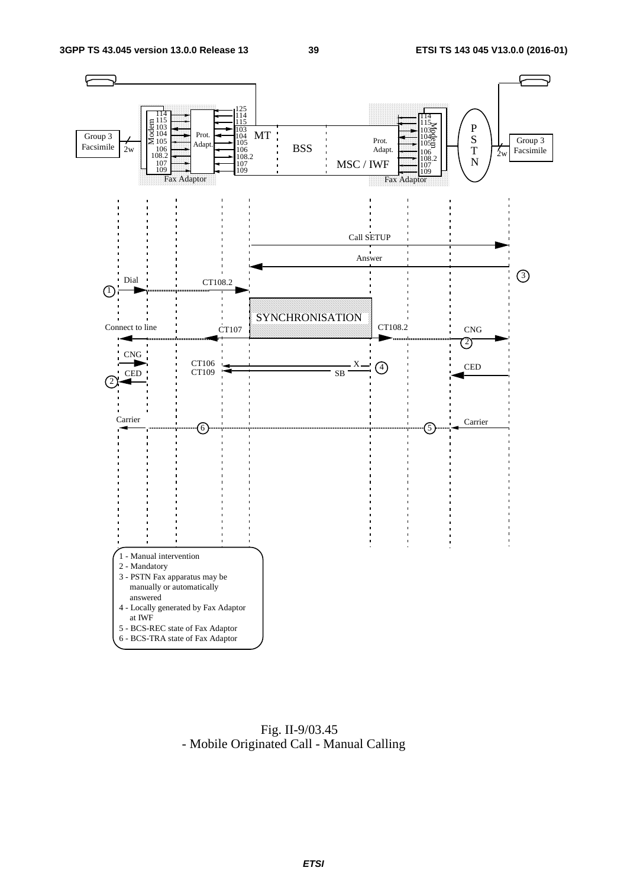1 - Manual intervention
2 - Mandatory
3 - PSTN Fax apparatus may be manually or automatically answered
4 - Locally generated by Fax Adaptor at IWF
5 - BCS-REC state of Fax Adaptor
6 - BCS-TRA state of Fax Adaptor

Fig. II-9/03.45
- Mobile Originated Call - Manual Calling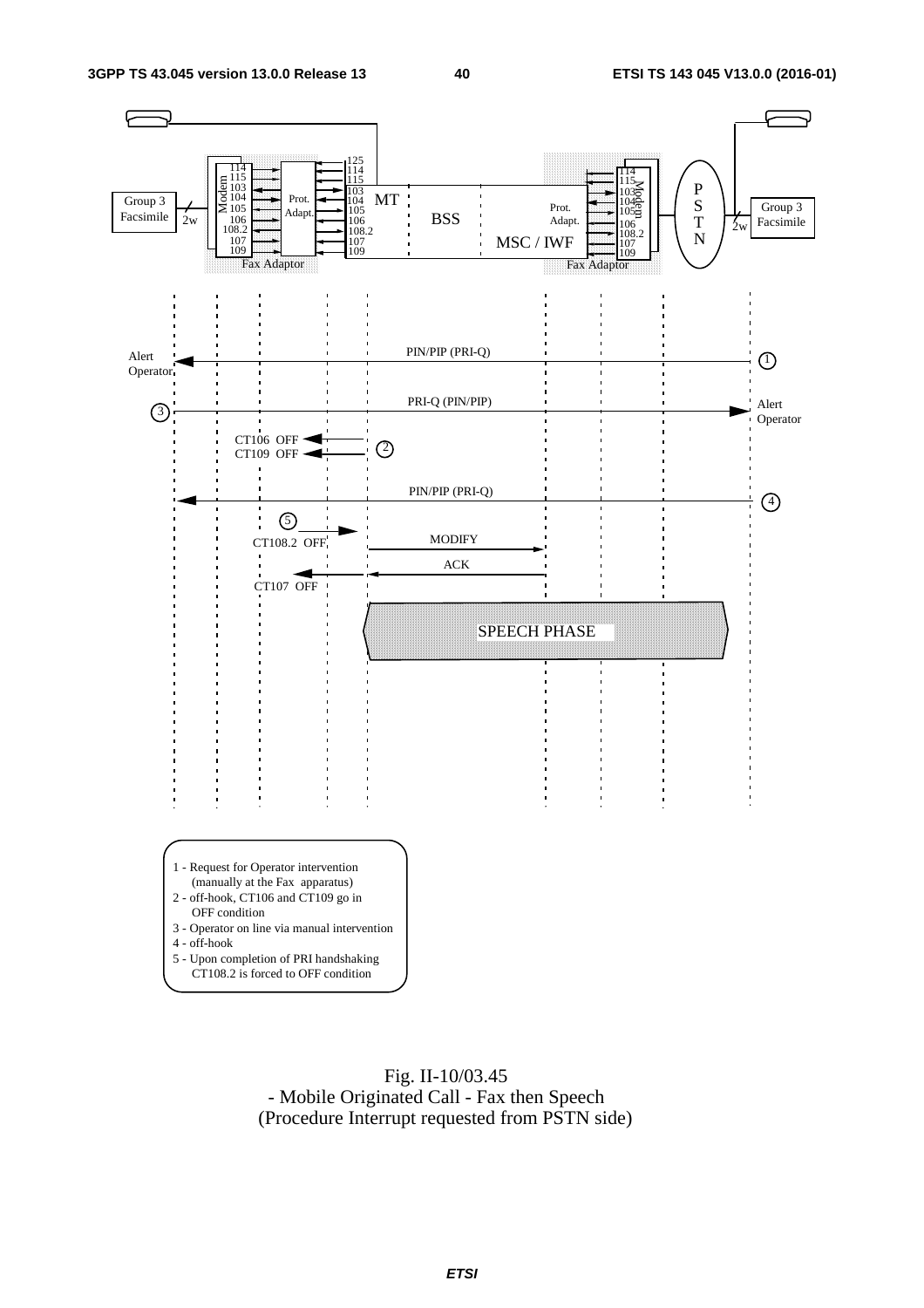1 - Request for Operator intervention (manually at the Fax apparatus)
2 - off-hook, CT106 and CT109 go in OFF condition
3 - Operator on line via manual intervention
4 - off-hook
5 - Upon completion of PRI handshaking CT108.2 is forced to OFF condition

Fig. II-10/03.45
- Mobile Originated Call - Fax then Speech
(Procedure Interrupt requested from PSTN side)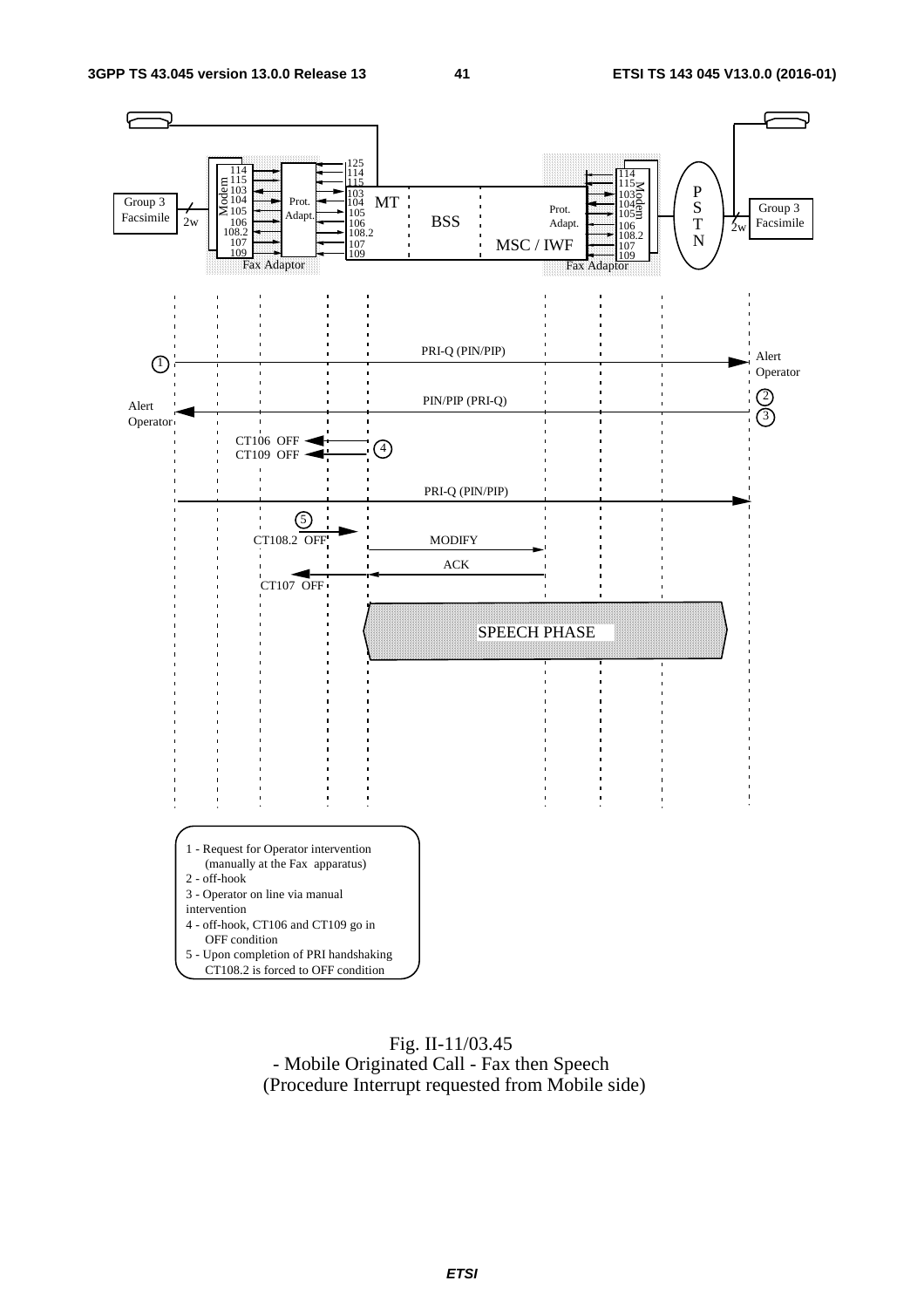1 - Request for Operator intervention (manually at the Fax apparatus)
2 - off-hook
3 - Operator on line via manual intervention
4 - off-hook, CT106 and CT109 go in OFF condition
5 - Upon completion of PRI handshaking CT108.2 is forced to OFF condition

Fig. II-11/03.45
- Mobile Originated Call - Fax then Speech
(Procedure Interrupt requested from Mobile side)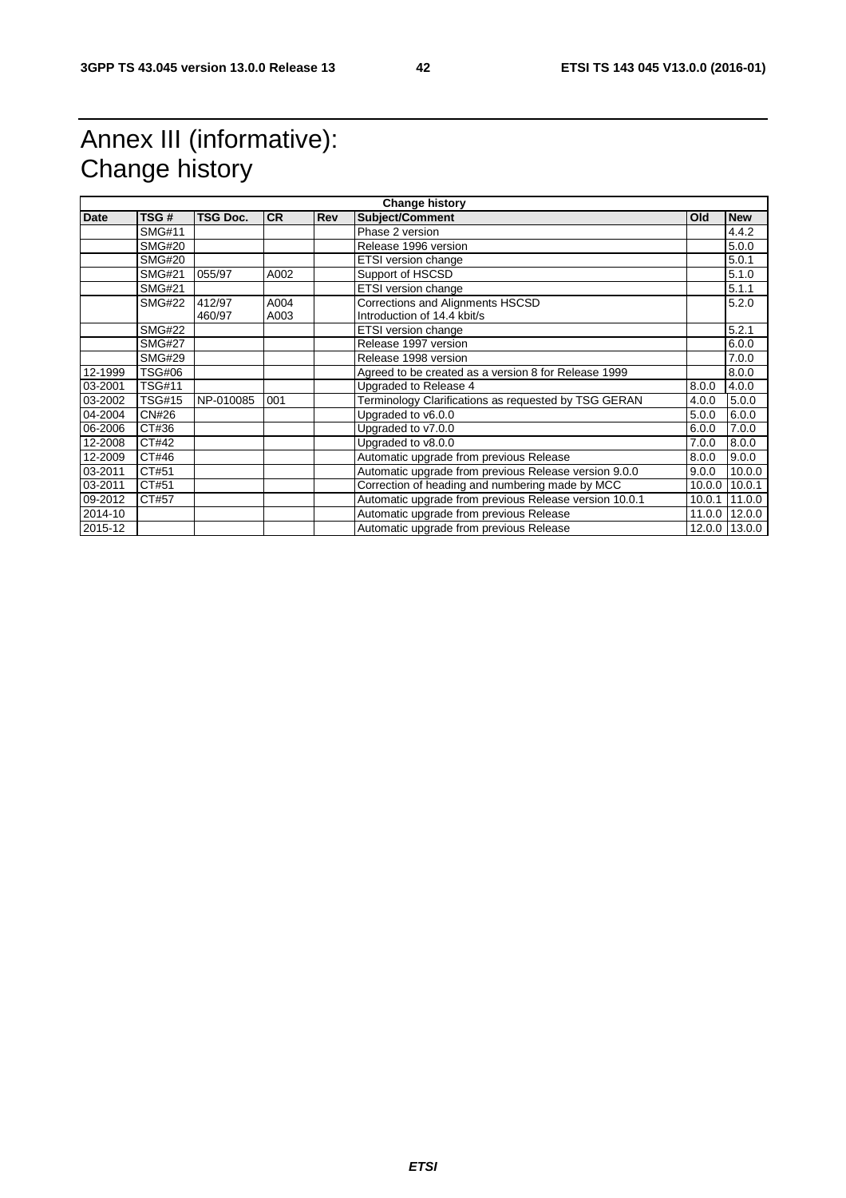# Annex III (informative): Change history

| Change history | | | | | | | |
|---|---|---|---|---|---|---|---|
| **Date** | **TSG #** | **TSG Doc.** | **CR** | **Rev** | **Subject/Comment** | **Old** | **New** |
| | SMG#11 | | | | Phase 2 version | | 4.4.2 |
| | SMG#20 | | | | Release 1996 version | | 5.0.0 |
| | SMG#20 | | | | ETSI version change | | 5.0.1 |
| | SMG#21 | 055/97 | A002 | | Support of HSCSD | | 5.1.0 |
| | SMG#21 | | | | ETSI version change | | 5.1.1 |
| | SMG#22 | 412/97<br>460/97 | A004<br>A003 | | Corrections and Alignments HSCSD<br>Introduction of 14.4 kbit/s | | 5.2.0 |
| | SMG#22 | | | | ETSI version change | | 5.2.1 |
| | SMG#27 | | | | Release 1997 version | | 6.0.0 |
| | SMG#29 | | | | Release 1998 version | | 7.0.0 |
| 12-1999 | TSG#06 | | | | Agreed to be created as a version 8 for Release 1999 | | 8.0.0 |
| 03-2001 | TSG#11 | | | | Upgraded to Release 4 | 8.0.0 | 4.0.0 |
| 03-2002 | TSG#15 | NP-010085 | 001 | | Terminology Clarifications as requested by TSG GERAN | 4.0.0 | 5.0.0 |
| 04-2004 | CN#26 | | | | Upgraded to v6.0.0 | 5.0.0 | 6.0.0 |
| 06-2006 | CT#36 | | | | Upgraded to v7.0.0 | 6.0.0 | 7.0.0 |
| 12-2008 | CT#42 | | | | Upgraded to v8.0.0 | 7.0.0 | 8.0.0 |
| 12-2009 | CT#46 | | | | Automatic upgrade from previous Release | 8.0.0 | 9.0.0 |
| 03-2011 | CT#51 | | | | Automatic upgrade from previous Release version 9.0.0 | 9.0.0 | 10.0.0 |
| 03-2011 | CT#51 | | | | Correction of heading and numbering made by MCC | 10.0.0 | 10.0.1 |
| 09-2012 | CT#57 | | | | Automatic upgrade from previous Release version 10.0.1 | 10.0.1 | 11.0.0 |
| 2014-10 | | | | | Automatic upgrade from previous Release | 11.0.0 | 12.0.0 |
| 2015-12 | | | | | Automatic upgrade from previous Release | 12.0.0 | 13.0.0 |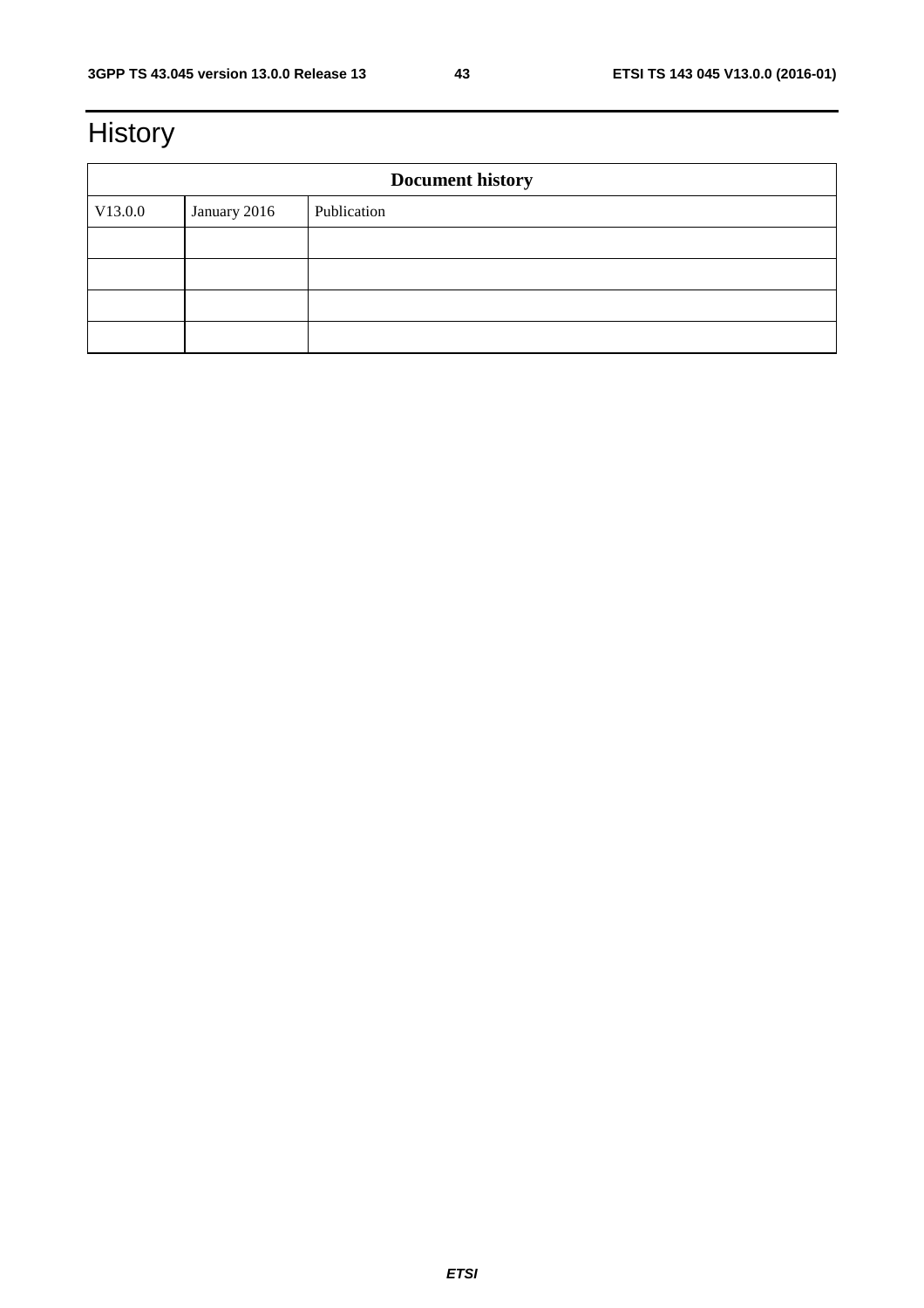# History

| Document history | | |
|---|---|---|
| V13.0.0 | January 2016 | Publication |
| | | |
| | | |
| | | |
| | | |